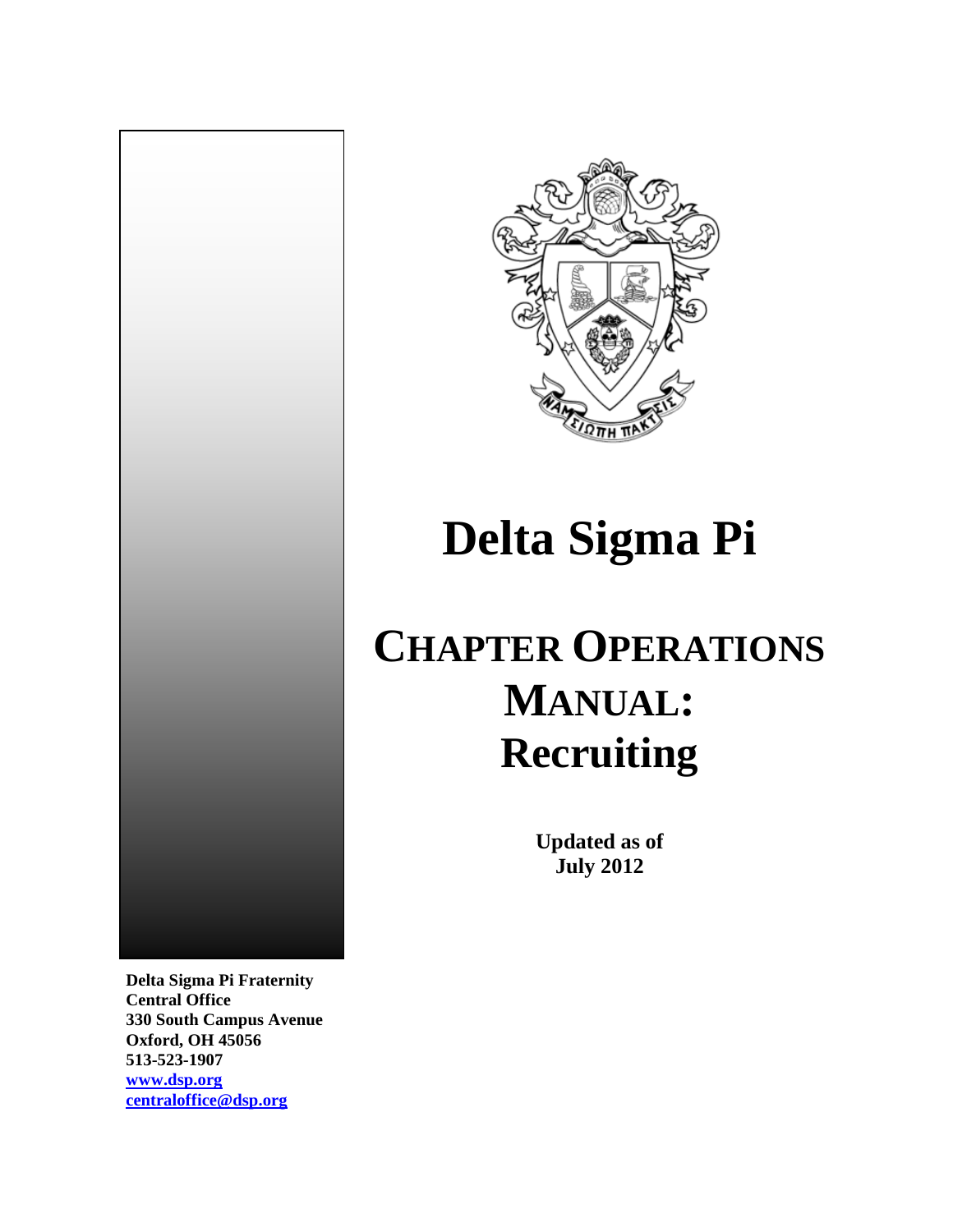# Delta Sigma Pi

# CHAPTER OPERATIONS MANUAL: Recruiting

**Updated as of July 2012**

**Delta Sigma Pi Fraternity**
**Central Office**
**330 South Campus Avenue**
**Oxford, OH 45056**
**513-523-1907**
**[www.dsp.org](http://www.dsp.org)**
**[centraloffice@dsp.org](mailto:centraloffice@dsp.org)**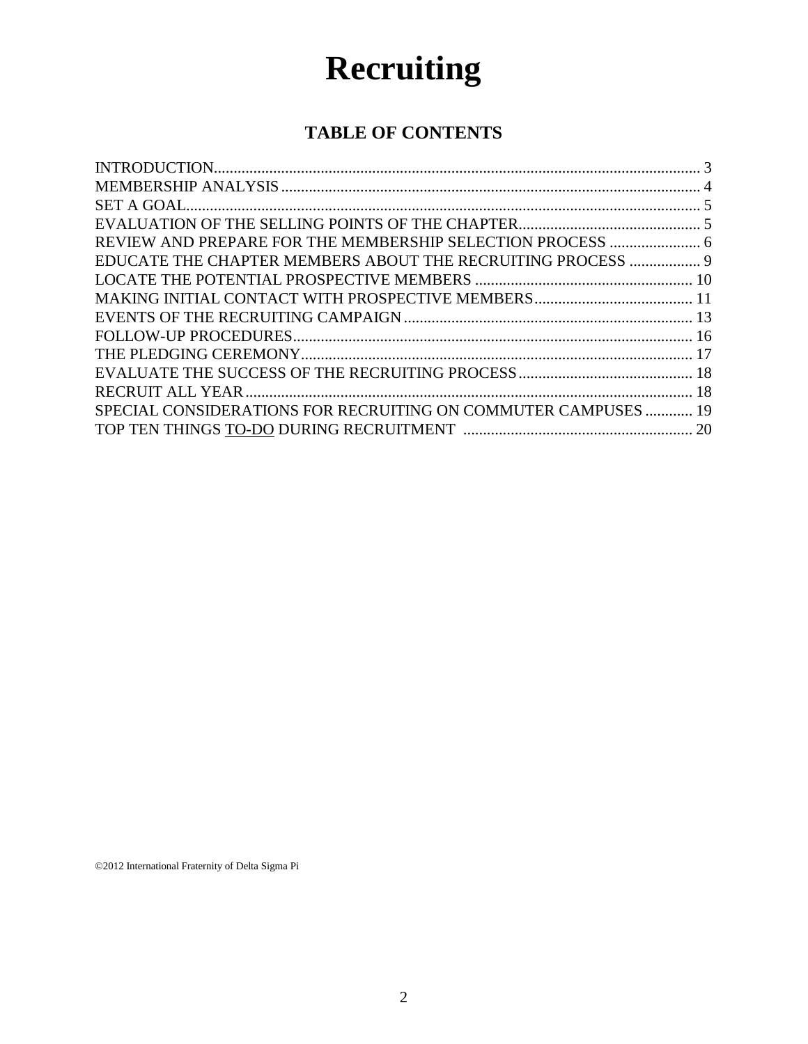# Recruiting

## TABLE OF CONTENTS

INTRODUCTION........................................................................................................................ 3
MEMBERSHIP ANALYSIS ........................................................................................................ 4
SET A GOAL............................................................................................................................... 5
EVALUATION OF THE SELLING POINTS OF THE CHAPTER............................................. 5
REVIEW AND PREPARE FOR THE MEMBERSHIP SELECTION PROCESS ....................... 6
EDUCATE THE CHAPTER MEMBERS ABOUT THE RECRUITING PROCESS .................. 9
LOCATE THE POTENTIAL PROSPECTIVE MEMBERS ...................................................... 10
MAKING INITIAL CONTACT WITH PROSPECTIVE MEMBERS........................................ 11
EVENTS OF THE RECRUITING CAMPAIGN......................................................................... 13
FOLLOW-UP PROCEDURES.................................................................................................... 16
THE PLEDGING CEREMONY................................................................................................... 17
EVALUATE THE SUCCESS OF THE RECRUITING PROCESS............................................ 18
RECRUIT ALL YEAR................................................................................................................. 18
SPECIAL CONSIDERATIONS FOR RECRUITING ON COMMUTER CAMPUSES ............ 19
TOP TEN THINGS <u>TO-DO</u> DURING RECRUITMENT .......................................................... 20

©2012 International Fraternity of Delta Sigma Pi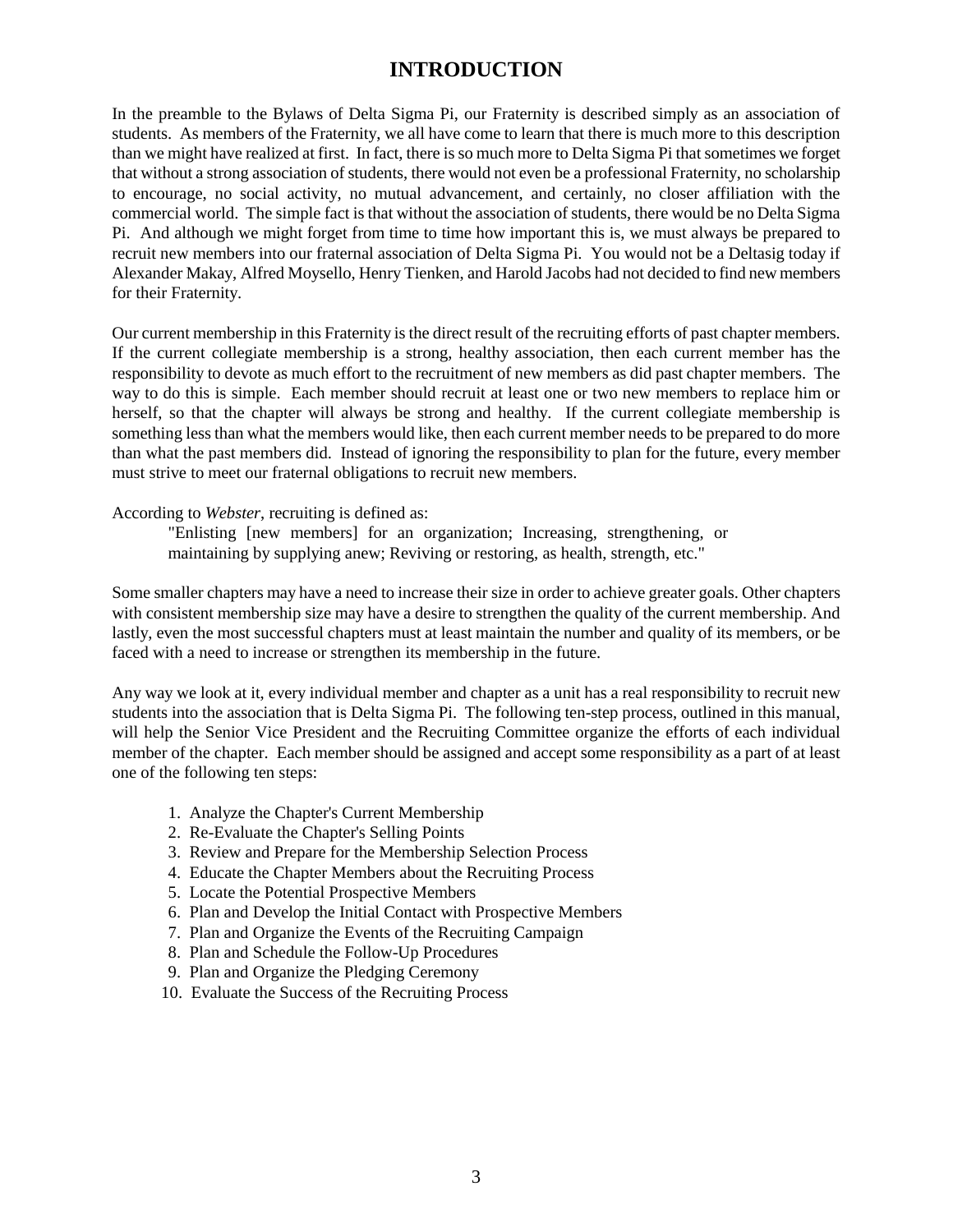# INTRODUCTION

In the preamble to the Bylaws of Delta Sigma Pi, our Fraternity is described simply as an association of students. As members of the Fraternity, we all have come to learn that there is much more to this description than we might have realized at first. In fact, there is so much more to Delta Sigma Pi that sometimes we forget that without a strong association of students, there would not even be a professional Fraternity, no scholarship to encourage, no social activity, no mutual advancement, and certainly, no closer affiliation with the commercial world. The simple fact is that without the association of students, there would be no Delta Sigma Pi. And although we might forget from time to time how important this is, we must always be prepared to recruit new members into our fraternal association of Delta Sigma Pi. You would not be a Deltasig today if Alexander Makay, Alfred Moysello, Henry Tienken, and Harold Jacobs had not decided to find new members for their Fraternity.

Our current membership in this Fraternity is the direct result of the recruiting efforts of past chapter members. If the current collegiate membership is a strong, healthy association, then each current member has the responsibility to devote as much effort to the recruitment of new members as did past chapter members. The way to do this is simple. Each member should recruit at least one or two new members to replace him or herself, so that the chapter will always be strong and healthy. If the current collegiate membership is something less than what the members would like, then each current member needs to be prepared to do more than what the past members did. Instead of ignoring the responsibility to plan for the future, every member must strive to meet our fraternal obligations to recruit new members.

According to *Webster*, recruiting is defined as:

> "Enlisting [new members] for an organization; Increasing, strengthening, or maintaining by supplying anew; Reviving or restoring, as health, strength, etc."

Some smaller chapters may have a need to increase their size in order to achieve greater goals. Other chapters with consistent membership size may have a desire to strengthen the quality of the current membership. And lastly, even the most successful chapters must at least maintain the number and quality of its members, or be faced with a need to increase or strengthen its membership in the future.

Any way we look at it, every individual member and chapter as a unit has a real responsibility to recruit new students into the association that is Delta Sigma Pi. The following ten-step process, outlined in this manual, will help the Senior Vice President and the Recruiting Committee organize the efforts of each individual member of the chapter. Each member should be assigned and accept some responsibility as a part of at least one of the following ten steps:

1. Analyze the Chapter's Current Membership
2. Re-Evaluate the Chapter's Selling Points
3. Review and Prepare for the Membership Selection Process
4. Educate the Chapter Members about the Recruiting Process
5. Locate the Potential Prospective Members
6. Plan and Develop the Initial Contact with Prospective Members
7. Plan and Organize the Events of the Recruiting Campaign
8. Plan and Schedule the Follow-Up Procedures
9. Plan and Organize the Pledging Ceremony
10. Evaluate the Success of the Recruiting Process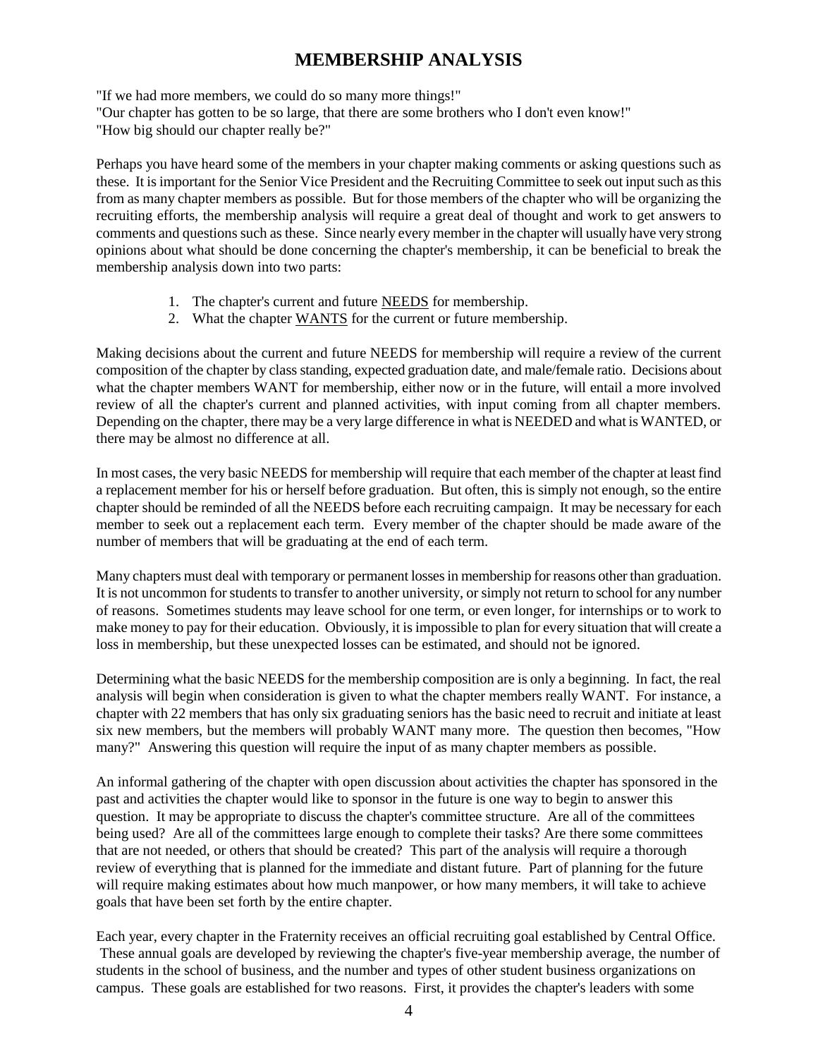# MEMBERSHIP ANALYSIS

"If we had more members, we could do so many more things!"
"Our chapter has gotten to be so large, that there are some brothers who I don't even know!"
"How big should our chapter really be?"

Perhaps you have heard some of the members in your chapter making comments or asking questions such as these. It is important for the Senior Vice President and the Recruiting Committee to seek out input such as this from as many chapter members as possible. But for those members of the chapter who will be organizing the recruiting efforts, the membership analysis will require a great deal of thought and work to get answers to comments and questions such as these. Since nearly every member in the chapter will usually have very strong opinions about what should be done concerning the chapter's membership, it can be beneficial to break the membership analysis down into two parts:

1. The chapter's current and future <u>NEEDS</u> for membership.
2. What the chapter <u>WANTS</u> for the current or future membership.

Making decisions about the current and future NEEDS for membership will require a review of the current composition of the chapter by class standing, expected graduation date, and male/female ratio. Decisions about what the chapter members WANT for membership, either now or in the future, will entail a more involved review of all the chapter's current and planned activities, with input coming from all chapter members. Depending on the chapter, there may be a very large difference in what is NEEDED and what is WANTED, or there may be almost no difference at all.

In most cases, the very basic NEEDS for membership will require that each member of the chapter at least find a replacement member for his or herself before graduation. But often, this is simply not enough, so the entire chapter should be reminded of all the NEEDS before each recruiting campaign. It may be necessary for each member to seek out a replacement each term. Every member of the chapter should be made aware of the number of members that will be graduating at the end of each term.

Many chapters must deal with temporary or permanent losses in membership for reasons other than graduation. It is not uncommon for students to transfer to another university, or simply not return to school for any number of reasons. Sometimes students may leave school for one term, or even longer, for internships or to work to make money to pay for their education. Obviously, it is impossible to plan for every situation that will create a loss in membership, but these unexpected losses can be estimated, and should not be ignored.

Determining what the basic NEEDS for the membership composition are is only a beginning. In fact, the real analysis will begin when consideration is given to what the chapter members really WANT. For instance, a chapter with 22 members that has only six graduating seniors has the basic need to recruit and initiate at least six new members, but the members will probably WANT many more. The question then becomes, "How many?" Answering this question will require the input of as many chapter members as possible.

An informal gathering of the chapter with open discussion about activities the chapter has sponsored in the past and activities the chapter would like to sponsor in the future is one way to begin to answer this question. It may be appropriate to discuss the chapter's committee structure. Are all of the committees being used? Are all of the committees large enough to complete their tasks? Are there some committees that are not needed, or others that should be created? This part of the analysis will require a thorough review of everything that is planned for the immediate and distant future. Part of planning for the future will require making estimates about how much manpower, or how many members, it will take to achieve goals that have been set forth by the entire chapter.

Each year, every chapter in the Fraternity receives an official recruiting goal established by Central Office. These annual goals are developed by reviewing the chapter's five-year membership average, the number of students in the school of business, and the number and types of other student business organizations on campus. These goals are established for two reasons. First, it provides the chapter's leaders with some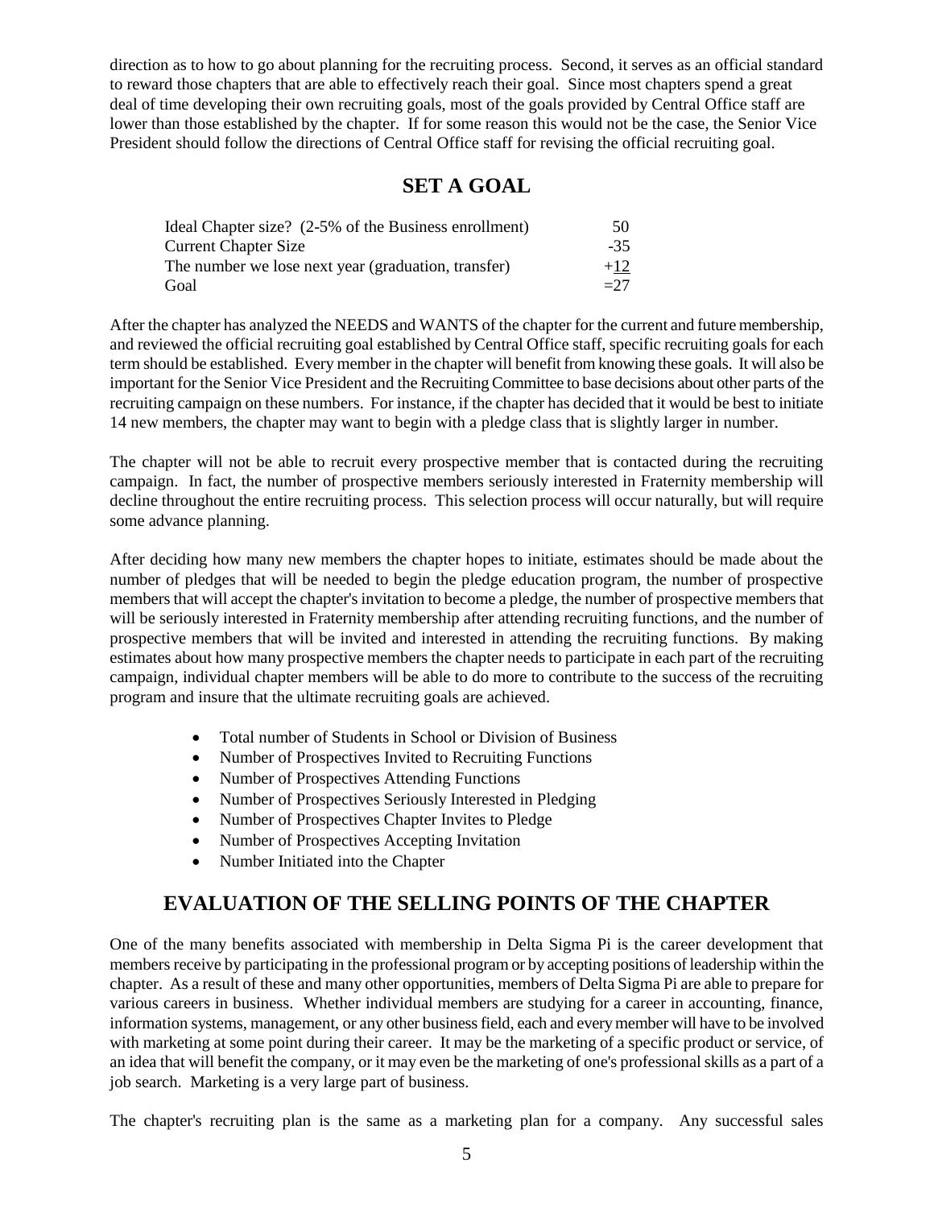direction as to how to go about planning for the recruiting process. Second, it serves as an official standard to reward those chapters that are able to effectively reach their goal. Since most chapters spend a great deal of time developing their own recruiting goals, most of the goals provided by Central Office staff are lower than those established by the chapter. If for some reason this would not be the case, the Senior Vice President should follow the directions of Central Office staff for revising the official recruiting goal.

## SET A GOAL

| | |
|---|---|
| Ideal Chapter size? (2-5% of the Business enrollment) | 50 |
| Current Chapter Size | -35 |
| The number we lose next year (graduation, transfer) | +12 |
| Goal | =27 |

After the chapter has analyzed the NEEDS and WANTS of the chapter for the current and future membership, and reviewed the official recruiting goal established by Central Office staff, specific recruiting goals for each term should be established. Every member in the chapter will benefit from knowing these goals. It will also be important for the Senior Vice President and the Recruiting Committee to base decisions about other parts of the recruiting campaign on these numbers. For instance, if the chapter has decided that it would be best to initiate 14 new members, the chapter may want to begin with a pledge class that is slightly larger in number.

The chapter will not be able to recruit every prospective member that is contacted during the recruiting campaign. In fact, the number of prospective members seriously interested in Fraternity membership will decline throughout the entire recruiting process. This selection process will occur naturally, but will require some advance planning.

After deciding how many new members the chapter hopes to initiate, estimates should be made about the number of pledges that will be needed to begin the pledge education program, the number of prospective members that will accept the chapter's invitation to become a pledge, the number of prospective members that will be seriously interested in Fraternity membership after attending recruiting functions, and the number of prospective members that will be invited and interested in attending the recruiting functions. By making estimates about how many prospective members the chapter needs to participate in each part of the recruiting campaign, individual chapter members will be able to do more to contribute to the success of the recruiting program and insure that the ultimate recruiting goals are achieved.

- Total number of Students in School or Division of Business
- Number of Prospectives Invited to Recruiting Functions
- Number of Prospectives Attending Functions
- Number of Prospectives Seriously Interested in Pledging
- Number of Prospectives Chapter Invites to Pledge
- Number of Prospectives Accepting Invitation
- Number Initiated into the Chapter

## EVALUATION OF THE SELLING POINTS OF THE CHAPTER

One of the many benefits associated with membership in Delta Sigma Pi is the career development that members receive by participating in the professional program or by accepting positions of leadership within the chapter. As a result of these and many other opportunities, members of Delta Sigma Pi are able to prepare for various careers in business. Whether individual members are studying for a career in accounting, finance, information systems, management, or any other business field, each and every member will have to be involved with marketing at some point during their career. It may be the marketing of a specific product or service, of an idea that will benefit the company, or it may even be the marketing of one's professional skills as a part of a job search. Marketing is a very large part of business.

The chapter's recruiting plan is the same as a marketing plan for a company. Any successful sales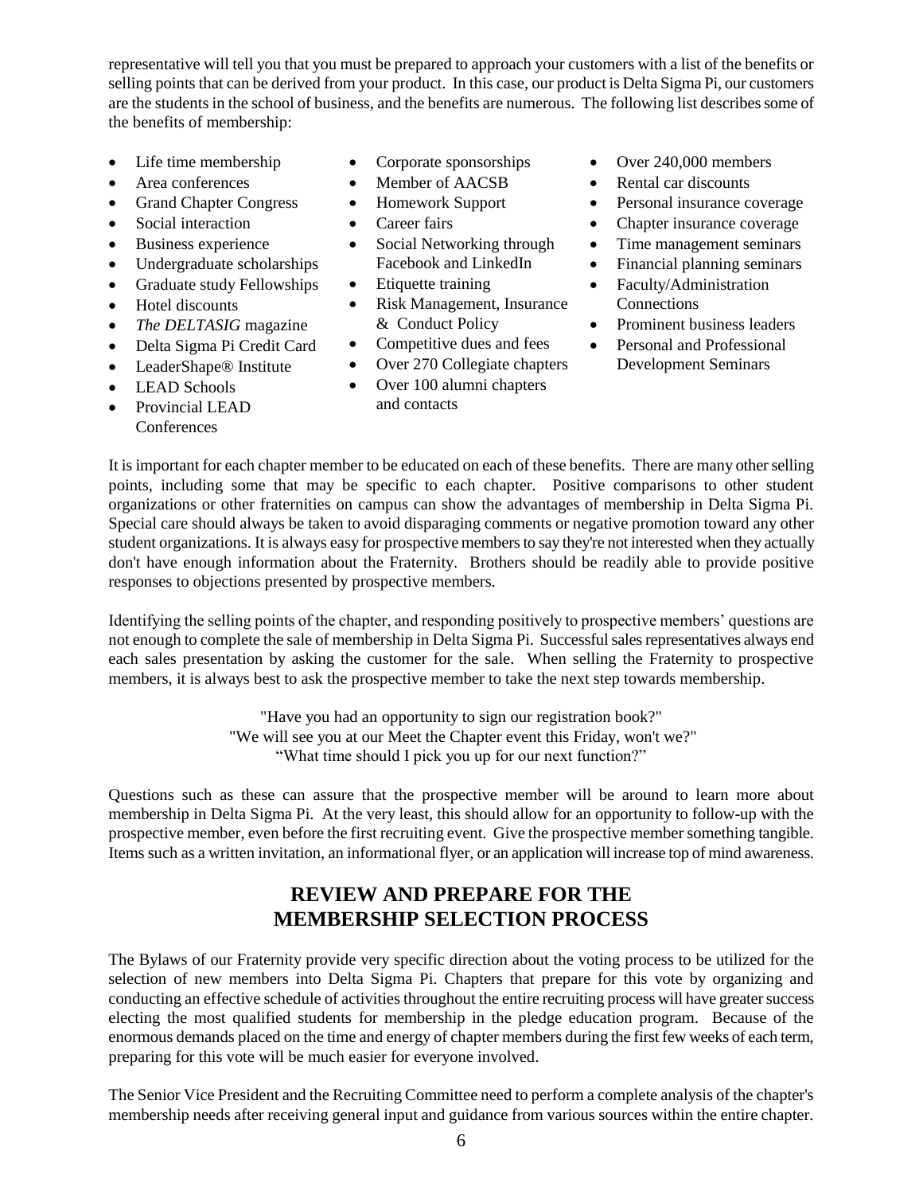representative will tell you that you must be prepared to approach your customers with a list of the benefits or selling points that can be derived from your product. In this case, our product is Delta Sigma Pi, our customers are the students in the school of business, and the benefits are numerous. The following list describes some of the benefits of membership:

- Life time membership
- Area conferences
- Grand Chapter Congress
- Social interaction
- Business experience
- Undergraduate scholarships
- Graduate study Fellowships
- Hotel discounts
- *The DELTASIG* magazine
- Delta Sigma Pi Credit Card
- LeaderShape® Institute
- LEAD Schools
- Provincial LEAD Conferences
- Corporate sponsorships
- Member of AACSB
- Homework Support
- Career fairs
- Social Networking through Facebook and LinkedIn
- Etiquette training
- Risk Management, Insurance & Conduct Policy
- Competitive dues and fees
- Over 270 Collegiate chapters
- Over 100 alumni chapters and contacts
- Over 240,000 members
- Rental car discounts
- Personal insurance coverage
- Chapter insurance coverage
- Time management seminars
- Financial planning seminars
- Faculty/Administration Connections
- Prominent business leaders
- Personal and Professional Development Seminars

It is important for each chapter member to be educated on each of these benefits. There are many other selling points, including some that may be specific to each chapter. Positive comparisons to other student organizations or other fraternities on campus can show the advantages of membership in Delta Sigma Pi. Special care should always be taken to avoid disparaging comments or negative promotion toward any other student organizations. It is always easy for prospective members to say they're not interested when they actually don't have enough information about the Fraternity. Brothers should be readily able to provide positive responses to objections presented by prospective members.

Identifying the selling points of the chapter, and responding positively to prospective members' questions are not enough to complete the sale of membership in Delta Sigma Pi. Successful sales representatives always end each sales presentation by asking the customer for the sale. When selling the Fraternity to prospective members, it is always best to ask the prospective member to take the next step towards membership.

"Have you had an opportunity to sign our registration book?"
"We will see you at our Meet the Chapter event this Friday, won't we?"
"What time should I pick you up for our next function?"

Questions such as these can assure that the prospective member will be around to learn more about membership in Delta Sigma Pi. At the very least, this should allow for an opportunity to follow-up with the prospective member, even before the first recruiting event. Give the prospective member something tangible. Items such as a written invitation, an informational flyer, or an application will increase top of mind awareness.

## REVIEW AND PREPARE FOR THE MEMBERSHIP SELECTION PROCESS

The Bylaws of our Fraternity provide very specific direction about the voting process to be utilized for the selection of new members into Delta Sigma Pi. Chapters that prepare for this vote by organizing and conducting an effective schedule of activities throughout the entire recruiting process will have greater success electing the most qualified students for membership in the pledge education program. Because of the enormous demands placed on the time and energy of chapter members during the first few weeks of each term, preparing for this vote will be much easier for everyone involved.

The Senior Vice President and the Recruiting Committee need to perform a complete analysis of the chapter's membership needs after receiving general input and guidance from various sources within the entire chapter.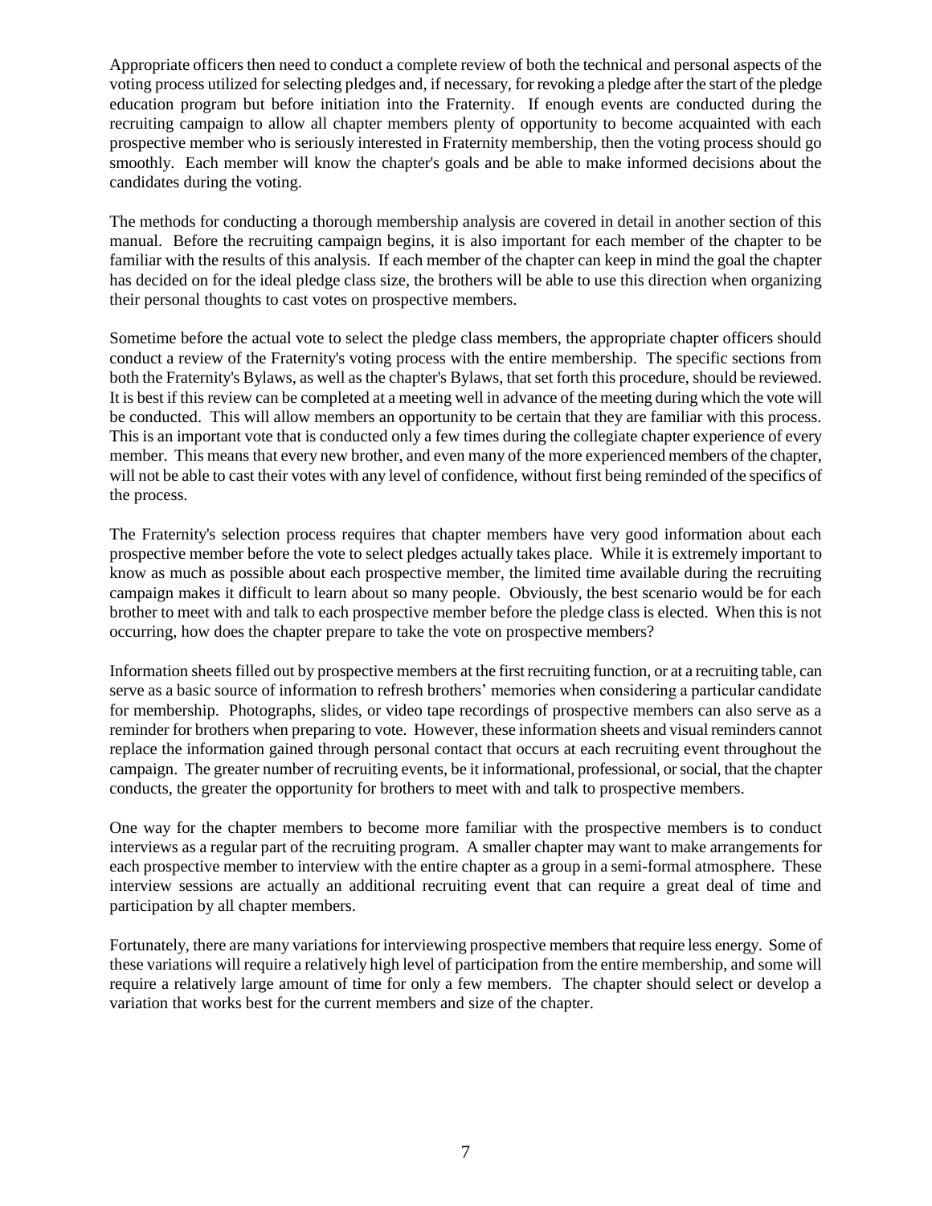Appropriate officers then need to conduct a complete review of both the technical and personal aspects of the voting process utilized for selecting pledges and, if necessary, for revoking a pledge after the start of the pledge education program but before initiation into the Fraternity. If enough events are conducted during the recruiting campaign to allow all chapter members plenty of opportunity to become acquainted with each prospective member who is seriously interested in Fraternity membership, then the voting process should go smoothly. Each member will know the chapter's goals and be able to make informed decisions about the candidates during the voting.

The methods for conducting a thorough membership analysis are covered in detail in another section of this manual. Before the recruiting campaign begins, it is also important for each member of the chapter to be familiar with the results of this analysis. If each member of the chapter can keep in mind the goal the chapter has decided on for the ideal pledge class size, the brothers will be able to use this direction when organizing their personal thoughts to cast votes on prospective members.

Sometime before the actual vote to select the pledge class members, the appropriate chapter officers should conduct a review of the Fraternity's voting process with the entire membership. The specific sections from both the Fraternity's Bylaws, as well as the chapter's Bylaws, that set forth this procedure, should be reviewed. It is best if this review can be completed at a meeting well in advance of the meeting during which the vote will be conducted. This will allow members an opportunity to be certain that they are familiar with this process. This is an important vote that is conducted only a few times during the collegiate chapter experience of every member. This means that every new brother, and even many of the more experienced members of the chapter, will not be able to cast their votes with any level of confidence, without first being reminded of the specifics of the process.

The Fraternity's selection process requires that chapter members have very good information about each prospective member before the vote to select pledges actually takes place. While it is extremely important to know as much as possible about each prospective member, the limited time available during the recruiting campaign makes it difficult to learn about so many people. Obviously, the best scenario would be for each brother to meet with and talk to each prospective member before the pledge class is elected. When this is not occurring, how does the chapter prepare to take the vote on prospective members?

Information sheets filled out by prospective members at the first recruiting function, or at a recruiting table, can serve as a basic source of information to refresh brothers' memories when considering a particular candidate for membership. Photographs, slides, or video tape recordings of prospective members can also serve as a reminder for brothers when preparing to vote. However, these information sheets and visual reminders cannot replace the information gained through personal contact that occurs at each recruiting event throughout the campaign. The greater number of recruiting events, be it informational, professional, or social, that the chapter conducts, the greater the opportunity for brothers to meet with and talk to prospective members.

One way for the chapter members to become more familiar with the prospective members is to conduct interviews as a regular part of the recruiting program. A smaller chapter may want to make arrangements for each prospective member to interview with the entire chapter as a group in a semi-formal atmosphere. These interview sessions are actually an additional recruiting event that can require a great deal of time and participation by all chapter members.

Fortunately, there are many variations for interviewing prospective members that require less energy. Some of these variations will require a relatively high level of participation from the entire membership, and some will require a relatively large amount of time for only a few members. The chapter should select or develop a variation that works best for the current members and size of the chapter.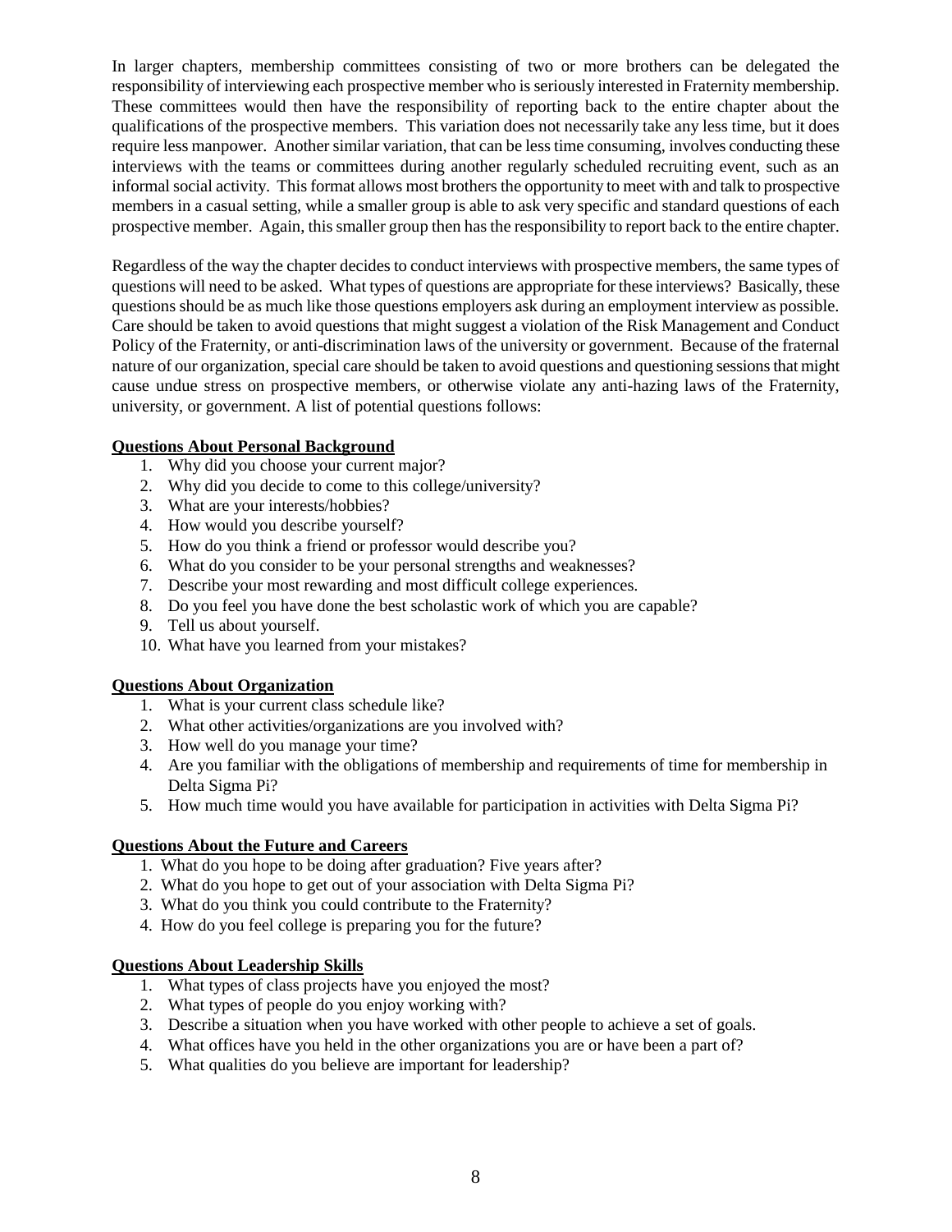In larger chapters, membership committees consisting of two or more brothers can be delegated the responsibility of interviewing each prospective member who is seriously interested in Fraternity membership. These committees would then have the responsibility of reporting back to the entire chapter about the qualifications of the prospective members. This variation does not necessarily take any less time, but it does require less manpower. Another similar variation, that can be less time consuming, involves conducting these interviews with the teams or committees during another regularly scheduled recruiting event, such as an informal social activity. This format allows most brothers the opportunity to meet with and talk to prospective members in a casual setting, while a smaller group is able to ask very specific and standard questions of each prospective member. Again, this smaller group then has the responsibility to report back to the entire chapter.

Regardless of the way the chapter decides to conduct interviews with prospective members, the same types of questions will need to be asked. What types of questions are appropriate for these interviews? Basically, these questions should be as much like those questions employers ask during an employment interview as possible. Care should be taken to avoid questions that might suggest a violation of the Risk Management and Conduct Policy of the Fraternity, or anti-discrimination laws of the university or government. Because of the fraternal nature of our organization, special care should be taken to avoid questions and questioning sessions that might cause undue stress on prospective members, or otherwise violate any anti-hazing laws of the Fraternity, university, or government. A list of potential questions follows:

**Questions About Personal Background**

1. Why did you choose your current major?
2. Why did you decide to come to this college/university?
3. What are your interests/hobbies?
4. How would you describe yourself?
5. How do you think a friend or professor would describe you?
6. What do you consider to be your personal strengths and weaknesses?
7. Describe your most rewarding and most difficult college experiences.
8. Do you feel you have done the best scholastic work of which you are capable?
9. Tell us about yourself.
10. What have you learned from your mistakes?

**Questions About Organization**

1. What is your current class schedule like?
2. What other activities/organizations are you involved with?
3. How well do you manage your time?
4. Are you familiar with the obligations of membership and requirements of time for membership in Delta Sigma Pi?
5. How much time would you have available for participation in activities with Delta Sigma Pi?

**Questions About the Future and Careers**

1. What do you hope to be doing after graduation? Five years after?
2. What do you hope to get out of your association with Delta Sigma Pi?
3. What do you think you could contribute to the Fraternity?
4. How do you feel college is preparing you for the future?

**Questions About Leadership Skills**

1. What types of class projects have you enjoyed the most?
2. What types of people do you enjoy working with?
3. Describe a situation when you have worked with other people to achieve a set of goals.
4. What offices have you held in the other organizations you are or have been a part of?
5. What qualities do you believe are important for leadership?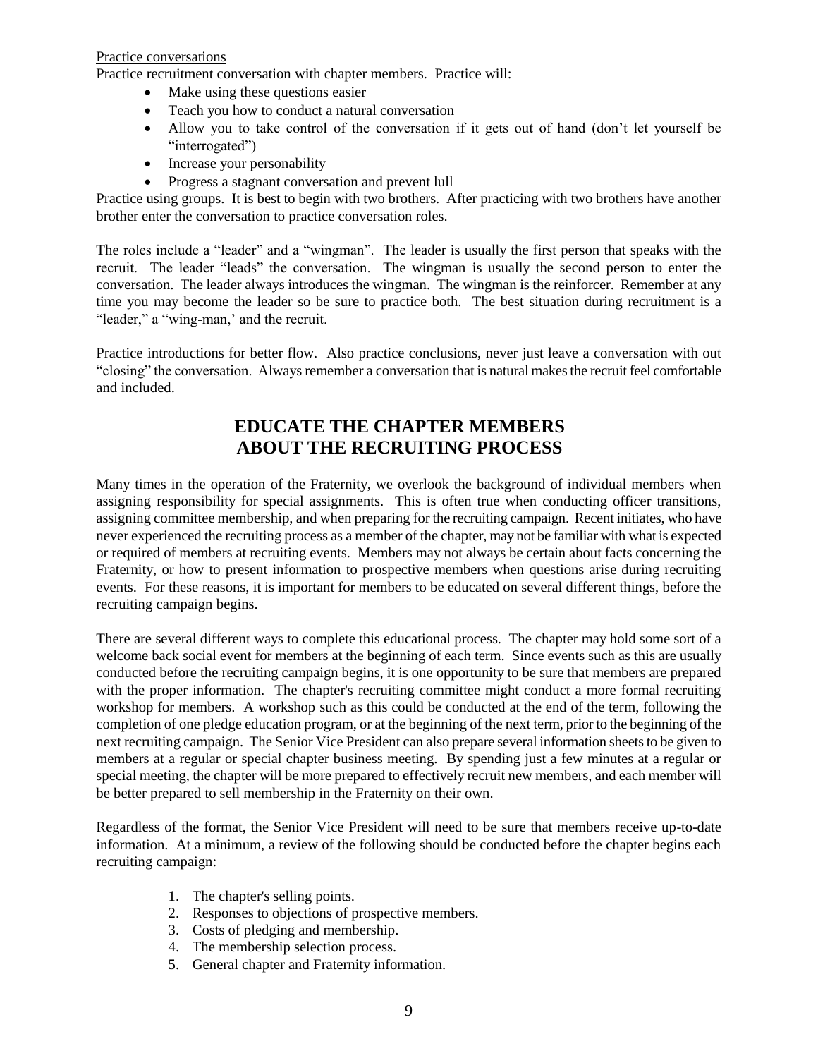Practice conversations

Practice recruitment conversation with chapter members. Practice will:

- Make using these questions easier
- Teach you how to conduct a natural conversation
- Allow you to take control of the conversation if it gets out of hand (don't let yourself be "interrogated")
- Increase your personability
- Progress a stagnant conversation and prevent lull

Practice using groups. It is best to begin with two brothers. After practicing with two brothers have another brother enter the conversation to practice conversation roles.

The roles include a "leader" and a "wingman". The leader is usually the first person that speaks with the recruit. The leader "leads" the conversation. The wingman is usually the second person to enter the conversation. The leader always introduces the wingman. The wingman is the reinforcer. Remember at any time you may become the leader so be sure to practice both. The best situation during recruitment is a "leader," a "wing-man,' and the recruit.

Practice introductions for better flow. Also practice conclusions, never just leave a conversation with out "closing" the conversation. Always remember a conversation that is natural makes the recruit feel comfortable and included.

## EDUCATE THE CHAPTER MEMBERS ABOUT THE RECRUITING PROCESS

Many times in the operation of the Fraternity, we overlook the background of individual members when assigning responsibility for special assignments. This is often true when conducting officer transitions, assigning committee membership, and when preparing for the recruiting campaign. Recent initiates, who have never experienced the recruiting process as a member of the chapter, may not be familiar with what is expected or required of members at recruiting events. Members may not always be certain about facts concerning the Fraternity, or how to present information to prospective members when questions arise during recruiting events. For these reasons, it is important for members to be educated on several different things, before the recruiting campaign begins.

There are several different ways to complete this educational process. The chapter may hold some sort of a welcome back social event for members at the beginning of each term. Since events such as this are usually conducted before the recruiting campaign begins, it is one opportunity to be sure that members are prepared with the proper information. The chapter's recruiting committee might conduct a more formal recruiting workshop for members. A workshop such as this could be conducted at the end of the term, following the completion of one pledge education program, or at the beginning of the next term, prior to the beginning of the next recruiting campaign. The Senior Vice President can also prepare several information sheets to be given to members at a regular or special chapter business meeting. By spending just a few minutes at a regular or special meeting, the chapter will be more prepared to effectively recruit new members, and each member will be better prepared to sell membership in the Fraternity on their own.

Regardless of the format, the Senior Vice President will need to be sure that members receive up-to-date information. At a minimum, a review of the following should be conducted before the chapter begins each recruiting campaign:

1. The chapter's selling points.
2. Responses to objections of prospective members.
3. Costs of pledging and membership.
4. The membership selection process.
5. General chapter and Fraternity information.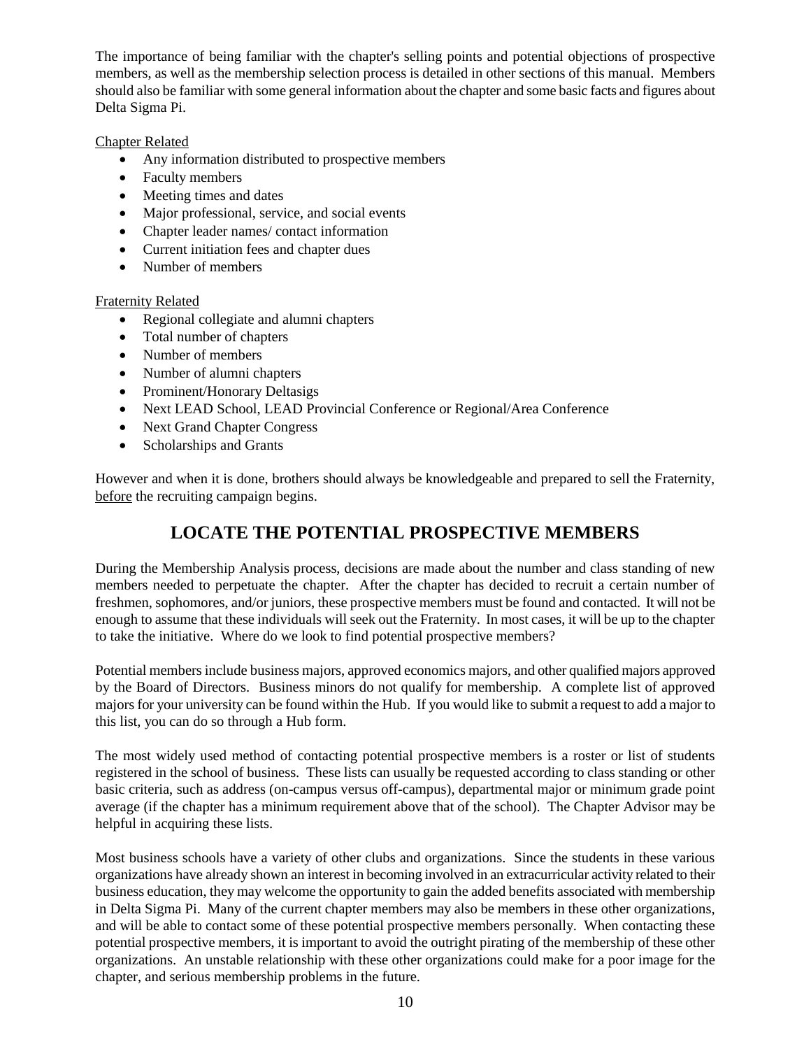The importance of being familiar with the chapter's selling points and potential objections of prospective members, as well as the membership selection process is detailed in other sections of this manual. Members should also be familiar with some general information about the chapter and some basic facts and figures about Delta Sigma Pi.

<u>Chapter Related</u>

- Any information distributed to prospective members
- Faculty members
- Meeting times and dates
- Major professional, service, and social events
- Chapter leader names/ contact information
- Current initiation fees and chapter dues
- Number of members

<u>Fraternity Related</u>

- Regional collegiate and alumni chapters
- Total number of chapters
- Number of members
- Number of alumni chapters
- Prominent/Honorary Deltasigs
- Next LEAD School, LEAD Provincial Conference or Regional/Area Conference
- Next Grand Chapter Congress
- Scholarships and Grants

However and when it is done, brothers should always be knowledgeable and prepared to sell the Fraternity, <u>before</u> the recruiting campaign begins.

## LOCATE THE POTENTIAL PROSPECTIVE MEMBERS

During the Membership Analysis process, decisions are made about the number and class standing of new members needed to perpetuate the chapter. After the chapter has decided to recruit a certain number of freshmen, sophomores, and/or juniors, these prospective members must be found and contacted. It will not be enough to assume that these individuals will seek out the Fraternity. In most cases, it will be up to the chapter to take the initiative. Where do we look to find potential prospective members?

Potential members include business majors, approved economics majors, and other qualified majors approved by the Board of Directors. Business minors do not qualify for membership. A complete list of approved majors for your university can be found within the Hub. If you would like to submit a request to add a major to this list, you can do so through a Hub form.

The most widely used method of contacting potential prospective members is a roster or list of students registered in the school of business. These lists can usually be requested according to class standing or other basic criteria, such as address (on-campus versus off-campus), departmental major or minimum grade point average (if the chapter has a minimum requirement above that of the school). The Chapter Advisor may be helpful in acquiring these lists.

Most business schools have a variety of other clubs and organizations. Since the students in these various organizations have already shown an interest in becoming involved in an extracurricular activity related to their business education, they may welcome the opportunity to gain the added benefits associated with membership in Delta Sigma Pi. Many of the current chapter members may also be members in these other organizations, and will be able to contact some of these potential prospective members personally. When contacting these potential prospective members, it is important to avoid the outright pirating of the membership of these other organizations. An unstable relationship with these other organizations could make for a poor image for the chapter, and serious membership problems in the future.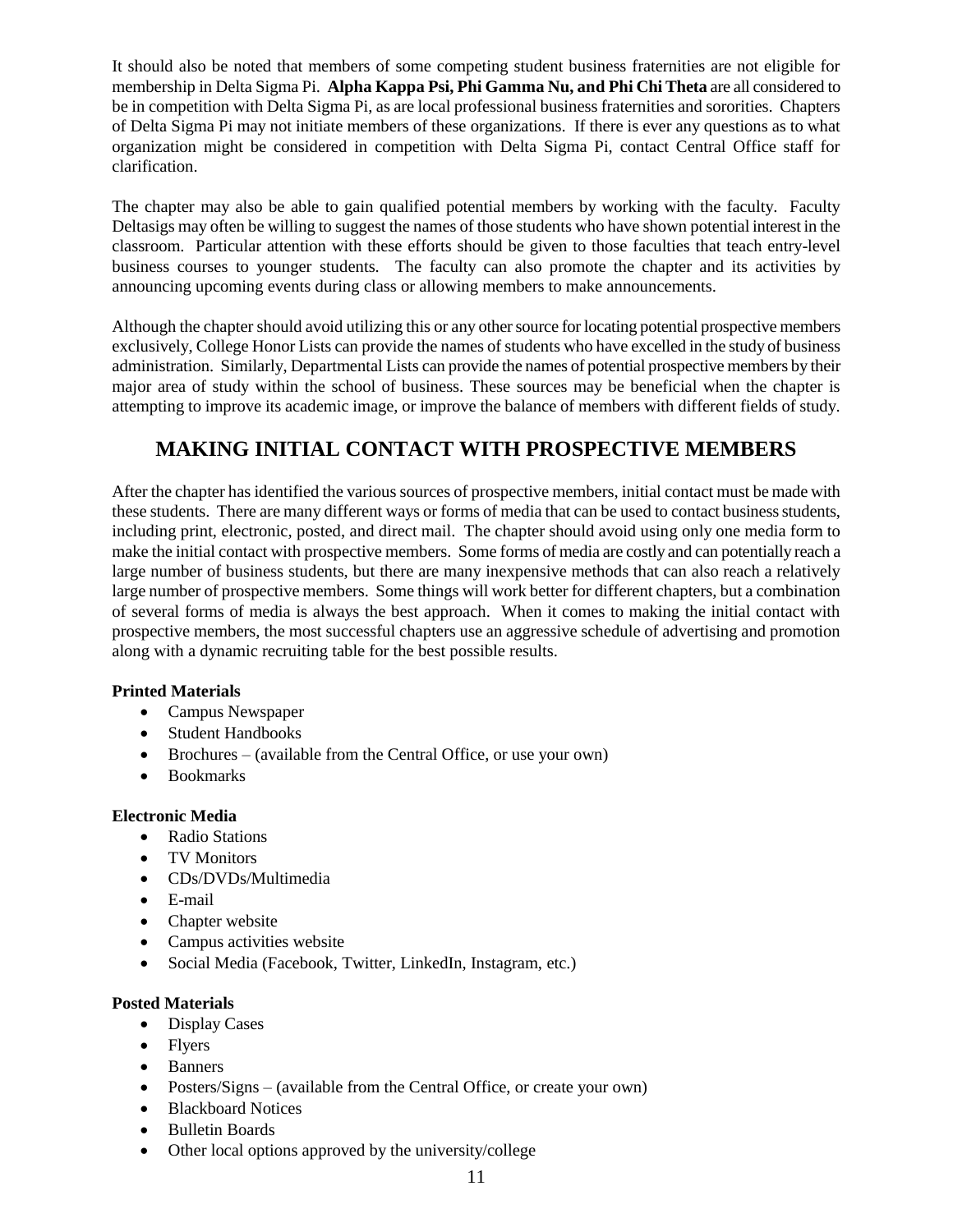It should also be noted that members of some competing student business fraternities are not eligible for membership in Delta Sigma Pi. **Alpha Kappa Psi, Phi Gamma Nu, and Phi Chi Theta** are all considered to be in competition with Delta Sigma Pi, as are local professional business fraternities and sororities. Chapters of Delta Sigma Pi may not initiate members of these organizations. If there is ever any questions as to what organization might be considered in competition with Delta Sigma Pi, contact Central Office staff for clarification.

The chapter may also be able to gain qualified potential members by working with the faculty. Faculty Deltasigs may often be willing to suggest the names of those students who have shown potential interest in the classroom. Particular attention with these efforts should be given to those faculties that teach entry-level business courses to younger students. The faculty can also promote the chapter and its activities by announcing upcoming events during class or allowing members to make announcements.

Although the chapter should avoid utilizing this or any other source for locating potential prospective members exclusively, College Honor Lists can provide the names of students who have excelled in the study of business administration. Similarly, Departmental Lists can provide the names of potential prospective members by their major area of study within the school of business. These sources may be beneficial when the chapter is attempting to improve its academic image, or improve the balance of members with different fields of study.

## MAKING INITIAL CONTACT WITH PROSPECTIVE MEMBERS

After the chapter has identified the various sources of prospective members, initial contact must be made with these students. There are many different ways or forms of media that can be used to contact business students, including print, electronic, posted, and direct mail. The chapter should avoid using only one media form to make the initial contact with prospective members. Some forms of media are costly and can potentially reach a large number of business students, but there are many inexpensive methods that can also reach a relatively large number of prospective members. Some things will work better for different chapters, but a combination of several forms of media is always the best approach. When it comes to making the initial contact with prospective members, the most successful chapters use an aggressive schedule of advertising and promotion along with a dynamic recruiting table for the best possible results.

**Printed Materials**

- Campus Newspaper
- Student Handbooks
- Brochures – (available from the Central Office, or use your own)
- Bookmarks

**Electronic Media**

- Radio Stations
- TV Monitors
- CDs/DVDs/Multimedia
- E-mail
- Chapter website
- Campus activities website
- Social Media (Facebook, Twitter, LinkedIn, Instagram, etc.)

**Posted Materials**

- Display Cases
- Flyers
- Banners
- Posters/Signs – (available from the Central Office, or create your own)
- Blackboard Notices
- Bulletin Boards
- Other local options approved by the university/college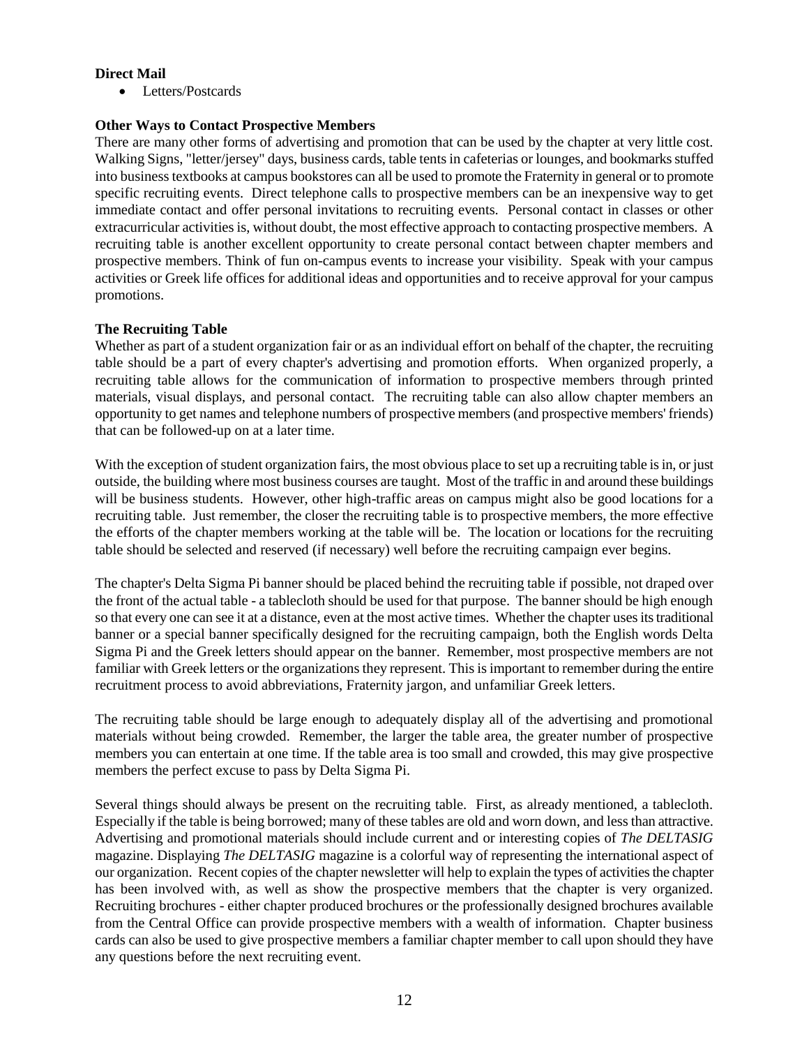**Direct Mail**

- Letters/Postcards

**Other Ways to Contact Prospective Members**

There are many other forms of advertising and promotion that can be used by the chapter at very little cost. Walking Signs, "letter/jersey" days, business cards, table tents in cafeterias or lounges, and bookmarks stuffed into business textbooks at campus bookstores can all be used to promote the Fraternity in general or to promote specific recruiting events. Direct telephone calls to prospective members can be an inexpensive way to get immediate contact and offer personal invitations to recruiting events. Personal contact in classes or other extracurricular activities is, without doubt, the most effective approach to contacting prospective members. A recruiting table is another excellent opportunity to create personal contact between chapter members and prospective members. Think of fun on-campus events to increase your visibility. Speak with your campus activities or Greek life offices for additional ideas and opportunities and to receive approval for your campus promotions.

**The Recruiting Table**

Whether as part of a student organization fair or as an individual effort on behalf of the chapter, the recruiting table should be a part of every chapter's advertising and promotion efforts. When organized properly, a recruiting table allows for the communication of information to prospective members through printed materials, visual displays, and personal contact. The recruiting table can also allow chapter members an opportunity to get names and telephone numbers of prospective members (and prospective members' friends) that can be followed-up on at a later time.

With the exception of student organization fairs, the most obvious place to set up a recruiting table is in, or just outside, the building where most business courses are taught. Most of the traffic in and around these buildings will be business students. However, other high-traffic areas on campus might also be good locations for a recruiting table. Just remember, the closer the recruiting table is to prospective members, the more effective the efforts of the chapter members working at the table will be. The location or locations for the recruiting table should be selected and reserved (if necessary) well before the recruiting campaign ever begins.

The chapter's Delta Sigma Pi banner should be placed behind the recruiting table if possible, not draped over the front of the actual table - a tablecloth should be used for that purpose. The banner should be high enough so that every one can see it at a distance, even at the most active times. Whether the chapter uses its traditional banner or a special banner specifically designed for the recruiting campaign, both the English words Delta Sigma Pi and the Greek letters should appear on the banner. Remember, most prospective members are not familiar with Greek letters or the organizations they represent. This is important to remember during the entire recruitment process to avoid abbreviations, Fraternity jargon, and unfamiliar Greek letters.

The recruiting table should be large enough to adequately display all of the advertising and promotional materials without being crowded. Remember, the larger the table area, the greater number of prospective members you can entertain at one time. If the table area is too small and crowded, this may give prospective members the perfect excuse to pass by Delta Sigma Pi.

Several things should always be present on the recruiting table. First, as already mentioned, a tablecloth. Especially if the table is being borrowed; many of these tables are old and worn down, and less than attractive. Advertising and promotional materials should include current and or interesting copies of *The DELTASIG* magazine. Displaying *The DELTASIG* magazine is a colorful way of representing the international aspect of our organization. Recent copies of the chapter newsletter will help to explain the types of activities the chapter has been involved with, as well as show the prospective members that the chapter is very organized. Recruiting brochures - either chapter produced brochures or the professionally designed brochures available from the Central Office can provide prospective members with a wealth of information. Chapter business cards can also be used to give prospective members a familiar chapter member to call upon should they have any questions before the next recruiting event.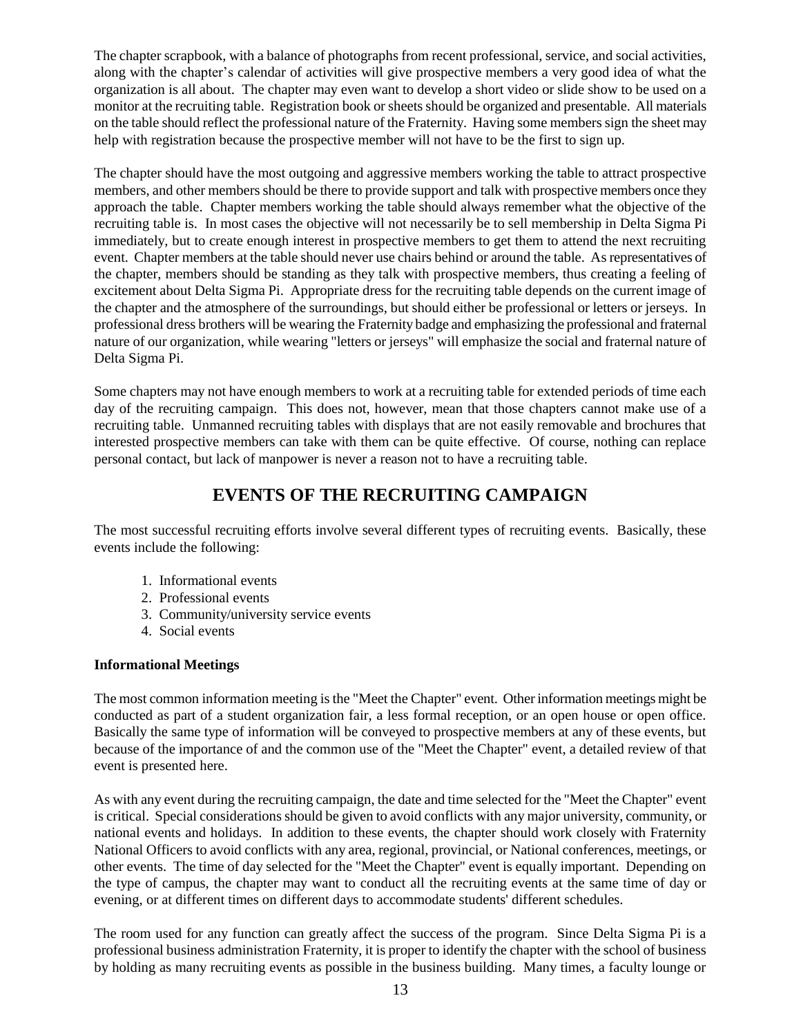The chapter scrapbook, with a balance of photographs from recent professional, service, and social activities, along with the chapter's calendar of activities will give prospective members a very good idea of what the organization is all about. The chapter may even want to develop a short video or slide show to be used on a monitor at the recruiting table. Registration book or sheets should be organized and presentable. All materials on the table should reflect the professional nature of the Fraternity. Having some members sign the sheet may help with registration because the prospective member will not have to be the first to sign up.

The chapter should have the most outgoing and aggressive members working the table to attract prospective members, and other members should be there to provide support and talk with prospective members once they approach the table. Chapter members working the table should always remember what the objective of the recruiting table is. In most cases the objective will not necessarily be to sell membership in Delta Sigma Pi immediately, but to create enough interest in prospective members to get them to attend the next recruiting event. Chapter members at the table should never use chairs behind or around the table. As representatives of the chapter, members should be standing as they talk with prospective members, thus creating a feeling of excitement about Delta Sigma Pi. Appropriate dress for the recruiting table depends on the current image of the chapter and the atmosphere of the surroundings, but should either be professional or letters or jerseys. In professional dress brothers will be wearing the Fraternity badge and emphasizing the professional and fraternal nature of our organization, while wearing "letters or jerseys" will emphasize the social and fraternal nature of Delta Sigma Pi.

Some chapters may not have enough members to work at a recruiting table for extended periods of time each day of the recruiting campaign. This does not, however, mean that those chapters cannot make use of a recruiting table. Unmanned recruiting tables with displays that are not easily removable and brochures that interested prospective members can take with them can be quite effective. Of course, nothing can replace personal contact, but lack of manpower is never a reason not to have a recruiting table.

## EVENTS OF THE RECRUITING CAMPAIGN

The most successful recruiting efforts involve several different types of recruiting events. Basically, these events include the following:

1. Informational events
2. Professional events
3. Community/university service events
4. Social events

**Informational Meetings**

The most common information meeting is the "Meet the Chapter" event. Other information meetings might be conducted as part of a student organization fair, a less formal reception, or an open house or open office. Basically the same type of information will be conveyed to prospective members at any of these events, but because of the importance of and the common use of the "Meet the Chapter" event, a detailed review of that event is presented here.

As with any event during the recruiting campaign, the date and time selected for the "Meet the Chapter" event is critical. Special considerations should be given to avoid conflicts with any major university, community, or national events and holidays. In addition to these events, the chapter should work closely with Fraternity National Officers to avoid conflicts with any area, regional, provincial, or National conferences, meetings, or other events. The time of day selected for the "Meet the Chapter" event is equally important. Depending on the type of campus, the chapter may want to conduct all the recruiting events at the same time of day or evening, or at different times on different days to accommodate students' different schedules.

The room used for any function can greatly affect the success of the program. Since Delta Sigma Pi is a professional business administration Fraternity, it is proper to identify the chapter with the school of business by holding as many recruiting events as possible in the business building. Many times, a faculty lounge or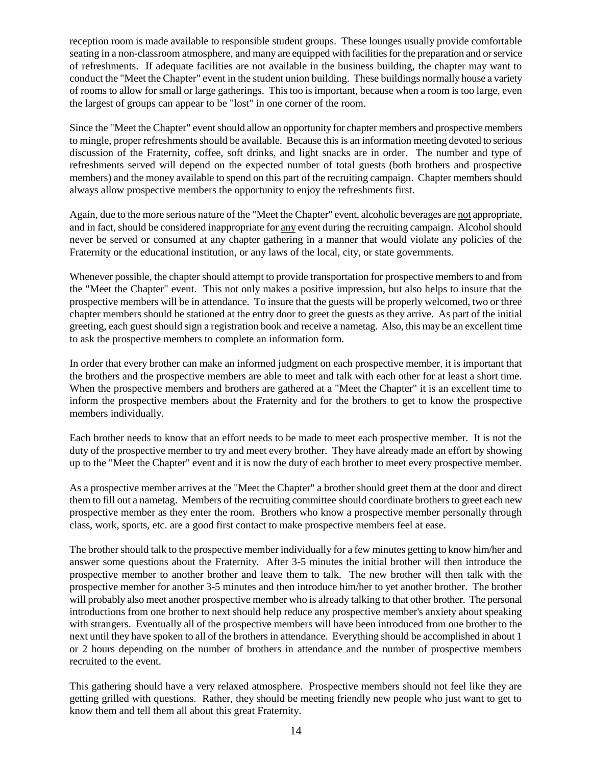reception room is made available to responsible student groups. These lounges usually provide comfortable seating in a non-classroom atmosphere, and many are equipped with facilities for the preparation and or service of refreshments. If adequate facilities are not available in the business building, the chapter may want to conduct the "Meet the Chapter" event in the student union building. These buildings normally house a variety of rooms to allow for small or large gatherings. This too is important, because when a room is too large, even the largest of groups can appear to be "lost" in one corner of the room.

Since the "Meet the Chapter" event should allow an opportunity for chapter members and prospective members to mingle, proper refreshments should be available. Because this is an information meeting devoted to serious discussion of the Fraternity, coffee, soft drinks, and light snacks are in order. The number and type of refreshments served will depend on the expected number of total guests (both brothers and prospective members) and the money available to spend on this part of the recruiting campaign. Chapter members should always allow prospective members the opportunity to enjoy the refreshments first.

Again, due to the more serious nature of the "Meet the Chapter" event, alcoholic beverages are <u>not</u> appropriate, and in fact, should be considered inappropriate for <u>any</u> event during the recruiting campaign. Alcohol should never be served or consumed at any chapter gathering in a manner that would violate any policies of the Fraternity or the educational institution, or any laws of the local, city, or state governments.

Whenever possible, the chapter should attempt to provide transportation for prospective members to and from the "Meet the Chapter" event. This not only makes a positive impression, but also helps to insure that the prospective members will be in attendance. To insure that the guests will be properly welcomed, two or three chapter members should be stationed at the entry door to greet the guests as they arrive. As part of the initial greeting, each guest should sign a registration book and receive a nametag. Also, this may be an excellent time to ask the prospective members to complete an information form.

In order that every brother can make an informed judgment on each prospective member, it is important that the brothers and the prospective members are able to meet and talk with each other for at least a short time. When the prospective members and brothers are gathered at a "Meet the Chapter" it is an excellent time to inform the prospective members about the Fraternity and for the brothers to get to know the prospective members individually.

Each brother needs to know that an effort needs to be made to meet each prospective member. It is not the duty of the prospective member to try and meet every brother. They have already made an effort by showing up to the "Meet the Chapter" event and it is now the duty of each brother to meet every prospective member.

As a prospective member arrives at the "Meet the Chapter" a brother should greet them at the door and direct them to fill out a nametag. Members of the recruiting committee should coordinate brothers to greet each new prospective member as they enter the room. Brothers who know a prospective member personally through class, work, sports, etc. are a good first contact to make prospective members feel at ease.

The brother should talk to the prospective member individually for a few minutes getting to know him/her and answer some questions about the Fraternity. After 3-5 minutes the initial brother will then introduce the prospective member to another brother and leave them to talk. The new brother will then talk with the prospective member for another 3-5 minutes and then introduce him/her to yet another brother. The brother will probably also meet another prospective member who is already talking to that other brother. The personal introductions from one brother to next should help reduce any prospective member's anxiety about speaking with strangers. Eventually all of the prospective members will have been introduced from one brother to the next until they have spoken to all of the brothers in attendance. Everything should be accomplished in about 1 or 2 hours depending on the number of brothers in attendance and the number of prospective members recruited to the event.

This gathering should have a very relaxed atmosphere. Prospective members should not feel like they are getting grilled with questions. Rather, they should be meeting friendly new people who just want to get to know them and tell them all about this great Fraternity.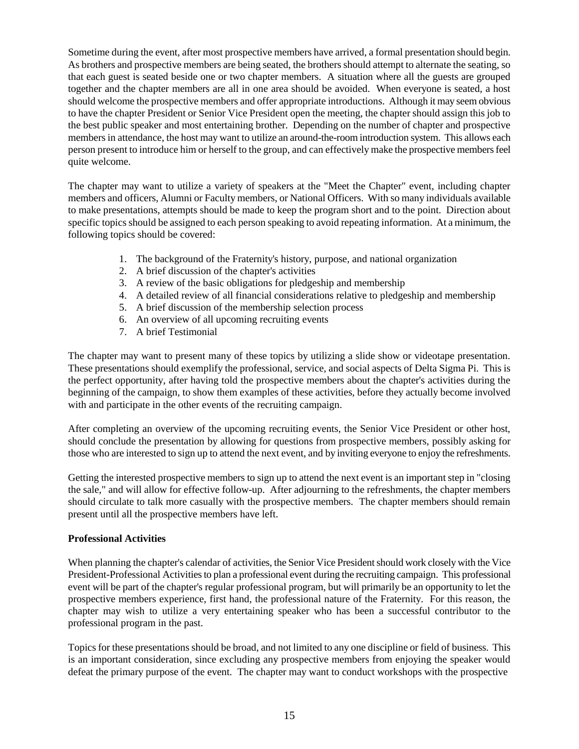Sometime during the event, after most prospective members have arrived, a formal presentation should begin. As brothers and prospective members are being seated, the brothers should attempt to alternate the seating, so that each guest is seated beside one or two chapter members. A situation where all the guests are grouped together and the chapter members are all in one area should be avoided. When everyone is seated, a host should welcome the prospective members and offer appropriate introductions. Although it may seem obvious to have the chapter President or Senior Vice President open the meeting, the chapter should assign this job to the best public speaker and most entertaining brother. Depending on the number of chapter and prospective members in attendance, the host may want to utilize an around-the-room introduction system. This allows each person present to introduce him or herself to the group, and can effectively make the prospective members feel quite welcome.

The chapter may want to utilize a variety of speakers at the "Meet the Chapter" event, including chapter members and officers, Alumni or Faculty members, or National Officers. With so many individuals available to make presentations, attempts should be made to keep the program short and to the point. Direction about specific topics should be assigned to each person speaking to avoid repeating information. At a minimum, the following topics should be covered:

1. The background of the Fraternity's history, purpose, and national organization
2. A brief discussion of the chapter's activities
3. A review of the basic obligations for pledgeship and membership
4. A detailed review of all financial considerations relative to pledgeship and membership
5. A brief discussion of the membership selection process
6. An overview of all upcoming recruiting events
7. A brief Testimonial

The chapter may want to present many of these topics by utilizing a slide show or videotape presentation. These presentations should exemplify the professional, service, and social aspects of Delta Sigma Pi. This is the perfect opportunity, after having told the prospective members about the chapter's activities during the beginning of the campaign, to show them examples of these activities, before they actually become involved with and participate in the other events of the recruiting campaign.

After completing an overview of the upcoming recruiting events, the Senior Vice President or other host, should conclude the presentation by allowing for questions from prospective members, possibly asking for those who are interested to sign up to attend the next event, and by inviting everyone to enjoy the refreshments.

Getting the interested prospective members to sign up to attend the next event is an important step in "closing the sale," and will allow for effective follow-up. After adjourning to the refreshments, the chapter members should circulate to talk more casually with the prospective members. The chapter members should remain present until all the prospective members have left.

**Professional Activities**

When planning the chapter's calendar of activities, the Senior Vice President should work closely with the Vice President-Professional Activities to plan a professional event during the recruiting campaign. This professional event will be part of the chapter's regular professional program, but will primarily be an opportunity to let the prospective members experience, first hand, the professional nature of the Fraternity. For this reason, the chapter may wish to utilize a very entertaining speaker who has been a successful contributor to the professional program in the past.

Topics for these presentations should be broad, and not limited to any one discipline or field of business. This is an important consideration, since excluding any prospective members from enjoying the speaker would defeat the primary purpose of the event. The chapter may want to conduct workshops with the prospective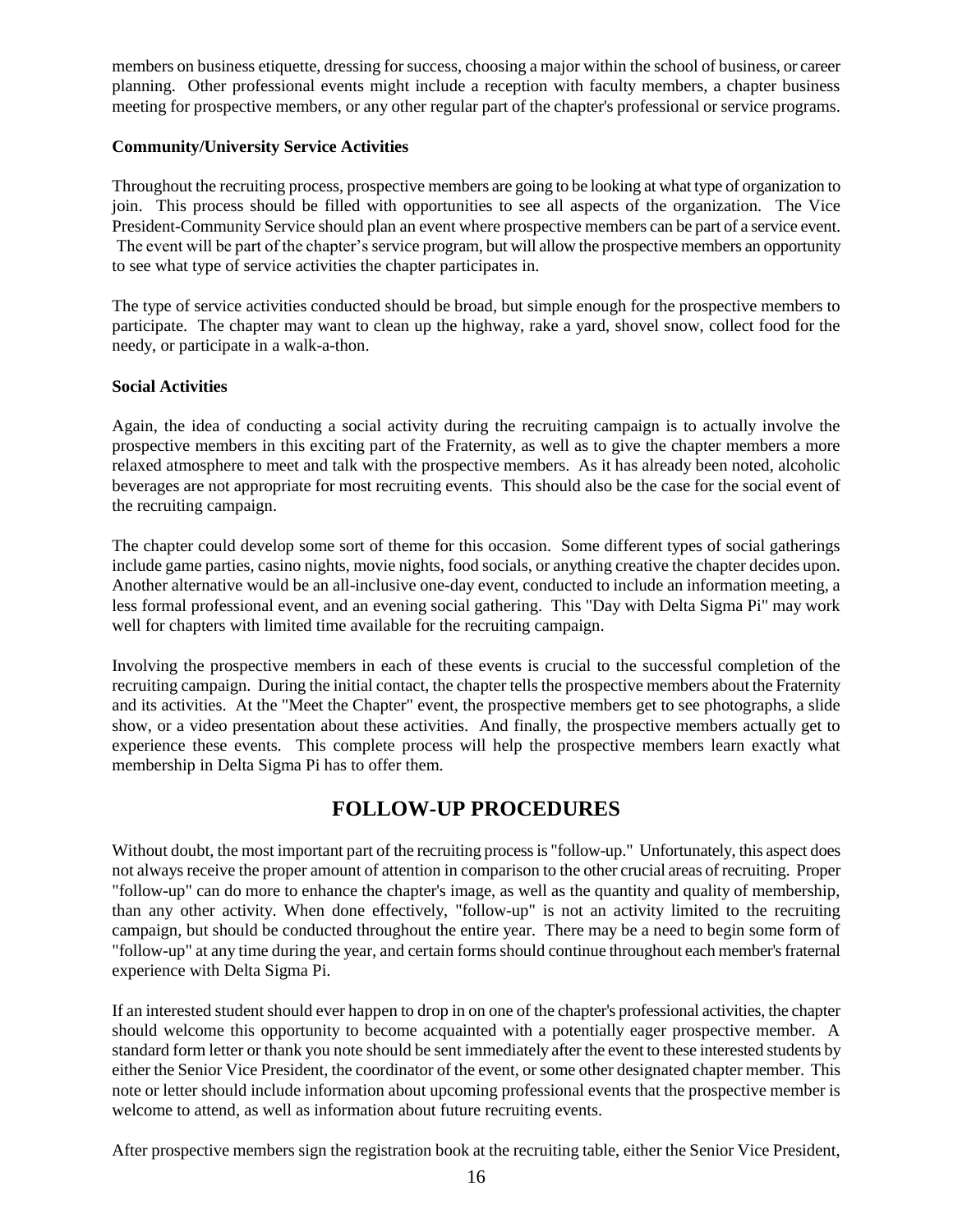members on business etiquette, dressing for success, choosing a major within the school of business, or career planning. Other professional events might include a reception with faculty members, a chapter business meeting for prospective members, or any other regular part of the chapter's professional or service programs.

**Community/University Service Activities**

Throughout the recruiting process, prospective members are going to be looking at what type of organization to join. This process should be filled with opportunities to see all aspects of the organization. The Vice President-Community Service should plan an event where prospective members can be part of a service event. The event will be part of the chapter's service program, but will allow the prospective members an opportunity to see what type of service activities the chapter participates in.

The type of service activities conducted should be broad, but simple enough for the prospective members to participate. The chapter may want to clean up the highway, rake a yard, shovel snow, collect food for the needy, or participate in a walk-a-thon.

**Social Activities**

Again, the idea of conducting a social activity during the recruiting campaign is to actually involve the prospective members in this exciting part of the Fraternity, as well as to give the chapter members a more relaxed atmosphere to meet and talk with the prospective members. As it has already been noted, alcoholic beverages are not appropriate for most recruiting events. This should also be the case for the social event of the recruiting campaign.

The chapter could develop some sort of theme for this occasion. Some different types of social gatherings include game parties, casino nights, movie nights, food socials, or anything creative the chapter decides upon. Another alternative would be an all-inclusive one-day event, conducted to include an information meeting, a less formal professional event, and an evening social gathering. This "Day with Delta Sigma Pi" may work well for chapters with limited time available for the recruiting campaign.

Involving the prospective members in each of these events is crucial to the successful completion of the recruiting campaign. During the initial contact, the chapter tells the prospective members about the Fraternity and its activities. At the "Meet the Chapter" event, the prospective members get to see photographs, a slide show, or a video presentation about these activities. And finally, the prospective members actually get to experience these events. This complete process will help the prospective members learn exactly what membership in Delta Sigma Pi has to offer them.

## FOLLOW-UP PROCEDURES

Without doubt, the most important part of the recruiting process is "follow-up." Unfortunately, this aspect does not always receive the proper amount of attention in comparison to the other crucial areas of recruiting. Proper "follow-up" can do more to enhance the chapter's image, as well as the quantity and quality of membership, than any other activity. When done effectively, "follow-up" is not an activity limited to the recruiting campaign, but should be conducted throughout the entire year. There may be a need to begin some form of "follow-up" at any time during the year, and certain forms should continue throughout each member's fraternal experience with Delta Sigma Pi.

If an interested student should ever happen to drop in on one of the chapter's professional activities, the chapter should welcome this opportunity to become acquainted with a potentially eager prospective member. A standard form letter or thank you note should be sent immediately after the event to these interested students by either the Senior Vice President, the coordinator of the event, or some other designated chapter member. This note or letter should include information about upcoming professional events that the prospective member is welcome to attend, as well as information about future recruiting events.

After prospective members sign the registration book at the recruiting table, either the Senior Vice President,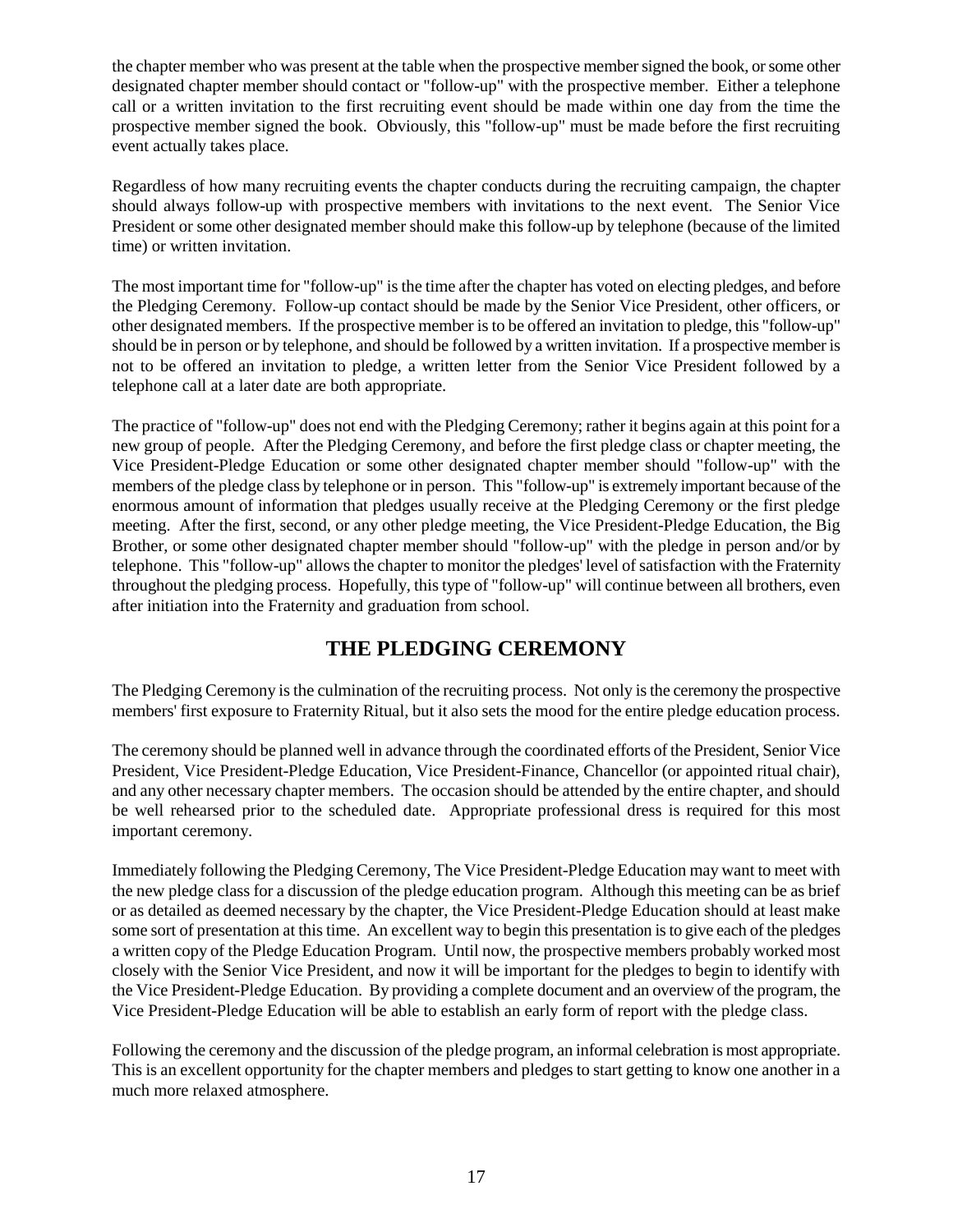the chapter member who was present at the table when the prospective member signed the book, or some other designated chapter member should contact or "follow-up" with the prospective member. Either a telephone call or a written invitation to the first recruiting event should be made within one day from the time the prospective member signed the book. Obviously, this "follow-up" must be made before the first recruiting event actually takes place.

Regardless of how many recruiting events the chapter conducts during the recruiting campaign, the chapter should always follow-up with prospective members with invitations to the next event. The Senior Vice President or some other designated member should make this follow-up by telephone (because of the limited time) or written invitation.

The most important time for "follow-up" is the time after the chapter has voted on electing pledges, and before the Pledging Ceremony. Follow-up contact should be made by the Senior Vice President, other officers, or other designated members. If the prospective member is to be offered an invitation to pledge, this "follow-up" should be in person or by telephone, and should be followed by a written invitation. If a prospective member is not to be offered an invitation to pledge, a written letter from the Senior Vice President followed by a telephone call at a later date are both appropriate.

The practice of "follow-up" does not end with the Pledging Ceremony; rather it begins again at this point for a new group of people. After the Pledging Ceremony, and before the first pledge class or chapter meeting, the Vice President-Pledge Education or some other designated chapter member should "follow-up" with the members of the pledge class by telephone or in person. This "follow-up" is extremely important because of the enormous amount of information that pledges usually receive at the Pledging Ceremony or the first pledge meeting. After the first, second, or any other pledge meeting, the Vice President-Pledge Education, the Big Brother, or some other designated chapter member should "follow-up" with the pledge in person and/or by telephone. This "follow-up" allows the chapter to monitor the pledges' level of satisfaction with the Fraternity throughout the pledging process. Hopefully, this type of "follow-up" will continue between all brothers, even after initiation into the Fraternity and graduation from school.

## THE PLEDGING CEREMONY

The Pledging Ceremony is the culmination of the recruiting process. Not only is the ceremony the prospective members' first exposure to Fraternity Ritual, but it also sets the mood for the entire pledge education process.

The ceremony should be planned well in advance through the coordinated efforts of the President, Senior Vice President, Vice President-Pledge Education, Vice President-Finance, Chancellor (or appointed ritual chair), and any other necessary chapter members. The occasion should be attended by the entire chapter, and should be well rehearsed prior to the scheduled date. Appropriate professional dress is required for this most important ceremony.

Immediately following the Pledging Ceremony, The Vice President-Pledge Education may want to meet with the new pledge class for a discussion of the pledge education program. Although this meeting can be as brief or as detailed as deemed necessary by the chapter, the Vice President-Pledge Education should at least make some sort of presentation at this time. An excellent way to begin this presentation is to give each of the pledges a written copy of the Pledge Education Program. Until now, the prospective members probably worked most closely with the Senior Vice President, and now it will be important for the pledges to begin to identify with the Vice President-Pledge Education. By providing a complete document and an overview of the program, the Vice President-Pledge Education will be able to establish an early form of report with the pledge class.

Following the ceremony and the discussion of the pledge program, an informal celebration is most appropriate. This is an excellent opportunity for the chapter members and pledges to start getting to know one another in a much more relaxed atmosphere.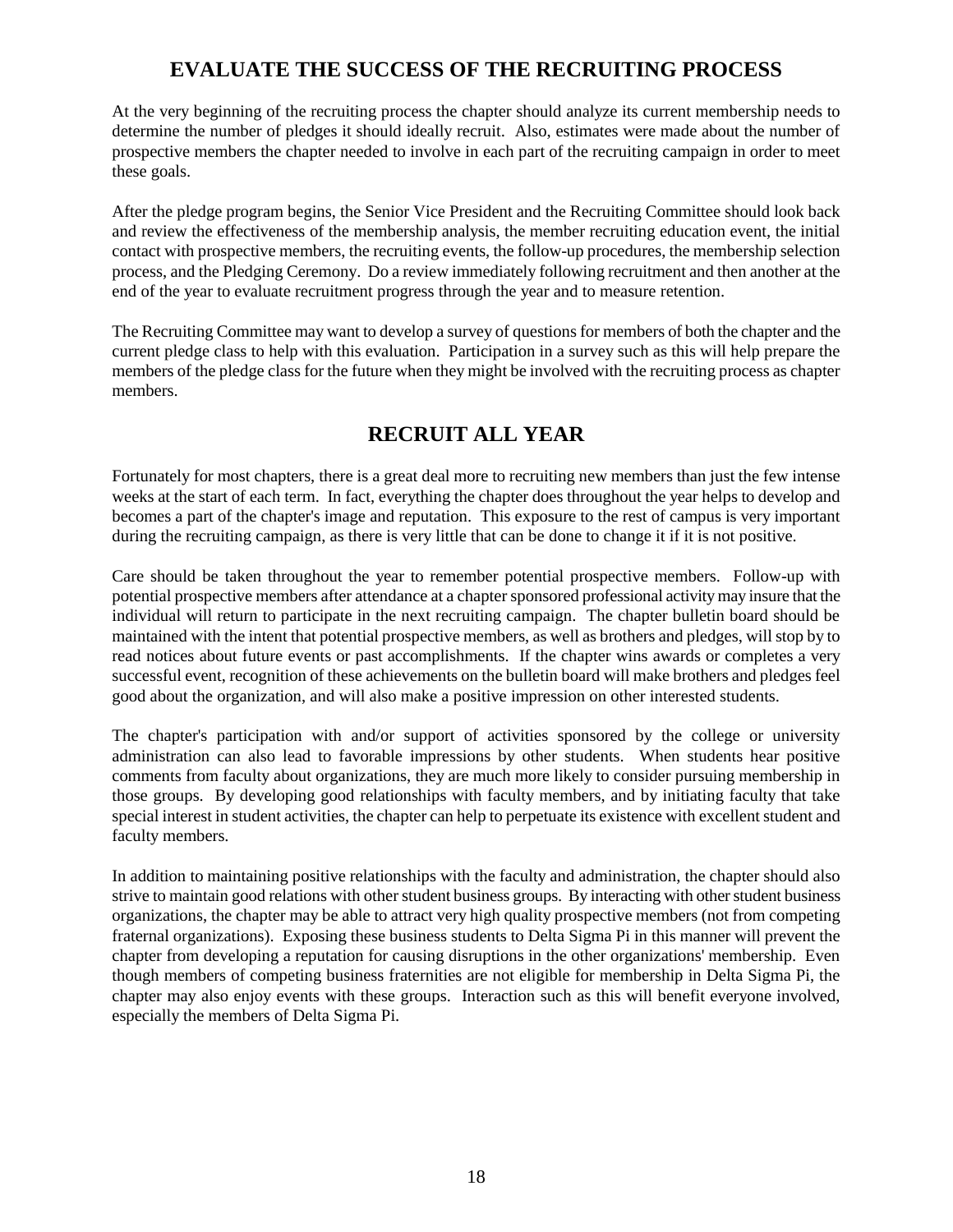## EVALUATE THE SUCCESS OF THE RECRUITING PROCESS

At the very beginning of the recruiting process the chapter should analyze its current membership needs to determine the number of pledges it should ideally recruit. Also, estimates were made about the number of prospective members the chapter needed to involve in each part of the recruiting campaign in order to meet these goals.

After the pledge program begins, the Senior Vice President and the Recruiting Committee should look back and review the effectiveness of the membership analysis, the member recruiting education event, the initial contact with prospective members, the recruiting events, the follow-up procedures, the membership selection process, and the Pledging Ceremony. Do a review immediately following recruitment and then another at the end of the year to evaluate recruitment progress through the year and to measure retention.

The Recruiting Committee may want to develop a survey of questions for members of both the chapter and the current pledge class to help with this evaluation. Participation in a survey such as this will help prepare the members of the pledge class for the future when they might be involved with the recruiting process as chapter members.

## RECRUIT ALL YEAR

Fortunately for most chapters, there is a great deal more to recruiting new members than just the few intense weeks at the start of each term. In fact, everything the chapter does throughout the year helps to develop and becomes a part of the chapter's image and reputation. This exposure to the rest of campus is very important during the recruiting campaign, as there is very little that can be done to change it if it is not positive.

Care should be taken throughout the year to remember potential prospective members. Follow-up with potential prospective members after attendance at a chapter sponsored professional activity may insure that the individual will return to participate in the next recruiting campaign. The chapter bulletin board should be maintained with the intent that potential prospective members, as well as brothers and pledges, will stop by to read notices about future events or past accomplishments. If the chapter wins awards or completes a very successful event, recognition of these achievements on the bulletin board will make brothers and pledges feel good about the organization, and will also make a positive impression on other interested students.

The chapter's participation with and/or support of activities sponsored by the college or university administration can also lead to favorable impressions by other students. When students hear positive comments from faculty about organizations, they are much more likely to consider pursuing membership in those groups. By developing good relationships with faculty members, and by initiating faculty that take special interest in student activities, the chapter can help to perpetuate its existence with excellent student and faculty members.

In addition to maintaining positive relationships with the faculty and administration, the chapter should also strive to maintain good relations with other student business groups. By interacting with other student business organizations, the chapter may be able to attract very high quality prospective members (not from competing fraternal organizations). Exposing these business students to Delta Sigma Pi in this manner will prevent the chapter from developing a reputation for causing disruptions in the other organizations' membership. Even though members of competing business fraternities are not eligible for membership in Delta Sigma Pi, the chapter may also enjoy events with these groups. Interaction such as this will benefit everyone involved, especially the members of Delta Sigma Pi.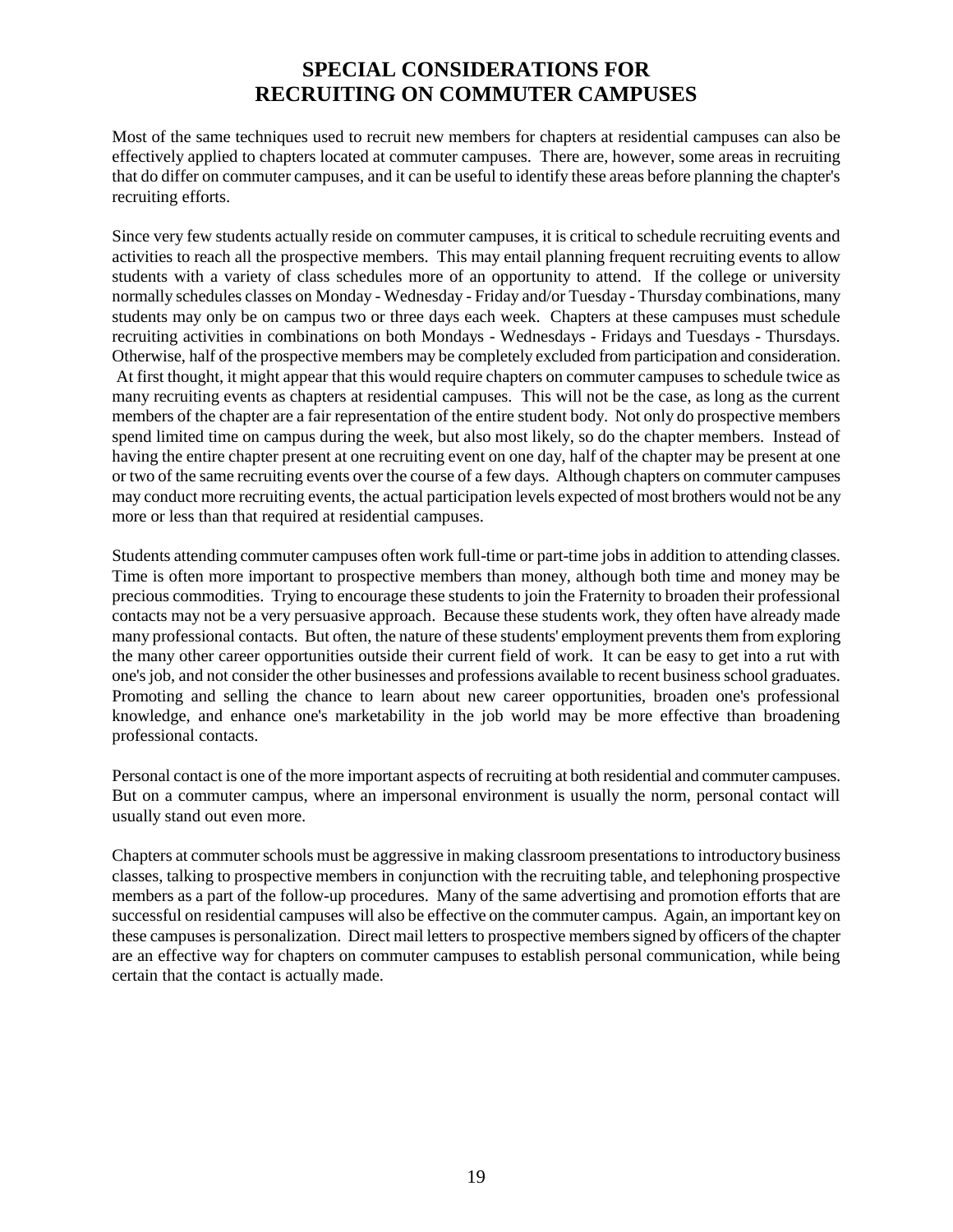# SPECIAL CONSIDERATIONS FOR RECRUITING ON COMMUTER CAMPUSES

Most of the same techniques used to recruit new members for chapters at residential campuses can also be effectively applied to chapters located at commuter campuses. There are, however, some areas in recruiting that do differ on commuter campuses, and it can be useful to identify these areas before planning the chapter's recruiting efforts.

Since very few students actually reside on commuter campuses, it is critical to schedule recruiting events and activities to reach all the prospective members. This may entail planning frequent recruiting events to allow students with a variety of class schedules more of an opportunity to attend. If the college or university normally schedules classes on Monday - Wednesday - Friday and/or Tuesday - Thursday combinations, many students may only be on campus two or three days each week. Chapters at these campuses must schedule recruiting activities in combinations on both Mondays - Wednesdays - Fridays and Tuesdays - Thursdays. Otherwise, half of the prospective members may be completely excluded from participation and consideration. At first thought, it might appear that this would require chapters on commuter campuses to schedule twice as many recruiting events as chapters at residential campuses. This will not be the case, as long as the current members of the chapter are a fair representation of the entire student body. Not only do prospective members spend limited time on campus during the week, but also most likely, so do the chapter members. Instead of having the entire chapter present at one recruiting event on one day, half of the chapter may be present at one or two of the same recruiting events over the course of a few days. Although chapters on commuter campuses may conduct more recruiting events, the actual participation levels expected of most brothers would not be any more or less than that required at residential campuses.

Students attending commuter campuses often work full-time or part-time jobs in addition to attending classes. Time is often more important to prospective members than money, although both time and money may be precious commodities. Trying to encourage these students to join the Fraternity to broaden their professional contacts may not be a very persuasive approach. Because these students work, they often have already made many professional contacts. But often, the nature of these students' employment prevents them from exploring the many other career opportunities outside their current field of work. It can be easy to get into a rut with one's job, and not consider the other businesses and professions available to recent business school graduates. Promoting and selling the chance to learn about new career opportunities, broaden one's professional knowledge, and enhance one's marketability in the job world may be more effective than broadening professional contacts.

Personal contact is one of the more important aspects of recruiting at both residential and commuter campuses. But on a commuter campus, where an impersonal environment is usually the norm, personal contact will usually stand out even more.

Chapters at commuter schools must be aggressive in making classroom presentations to introductory business classes, talking to prospective members in conjunction with the recruiting table, and telephoning prospective members as a part of the follow-up procedures. Many of the same advertising and promotion efforts that are successful on residential campuses will also be effective on the commuter campus. Again, an important key on these campuses is personalization. Direct mail letters to prospective members signed by officers of the chapter are an effective way for chapters on commuter campuses to establish personal communication, while being certain that the contact is actually made.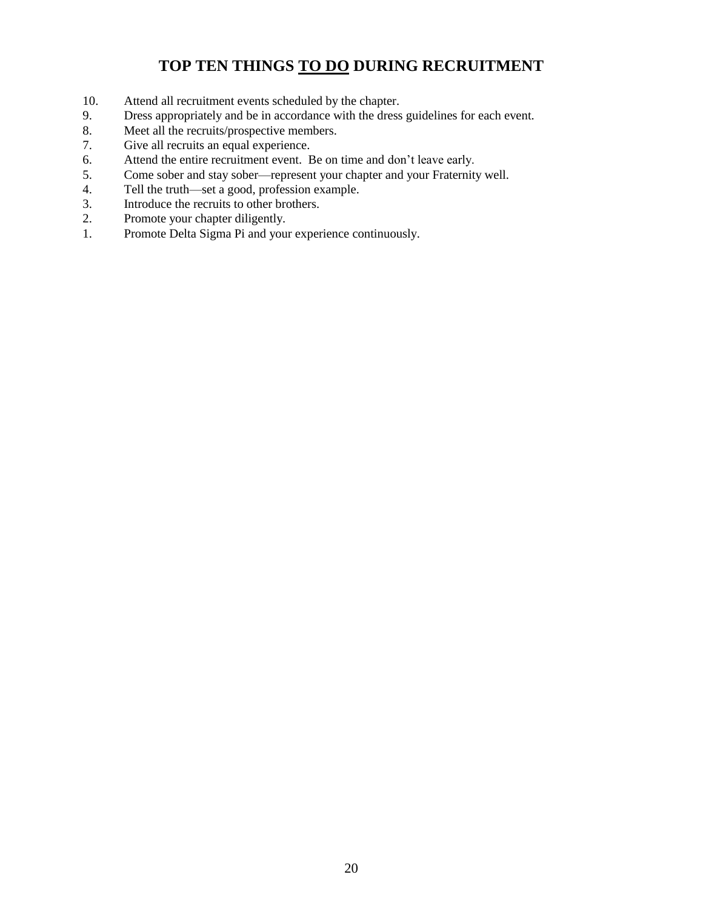# TOP TEN THINGS <u>TO DO</u> DURING RECRUITMENT

10. Attend all recruitment events scheduled by the chapter.
9. Dress appropriately and be in accordance with the dress guidelines for each event.
8. Meet all the recruits/prospective members.
7. Give all recruits an equal experience.
6. Attend the entire recruitment event. Be on time and don't leave early.
5. Come sober and stay sober—represent your chapter and your Fraternity well.
4. Tell the truth—set a good, profession example.
3. Introduce the recruits to other brothers.
2. Promote your chapter diligently.
1. Promote Delta Sigma Pi and your experience continuously.